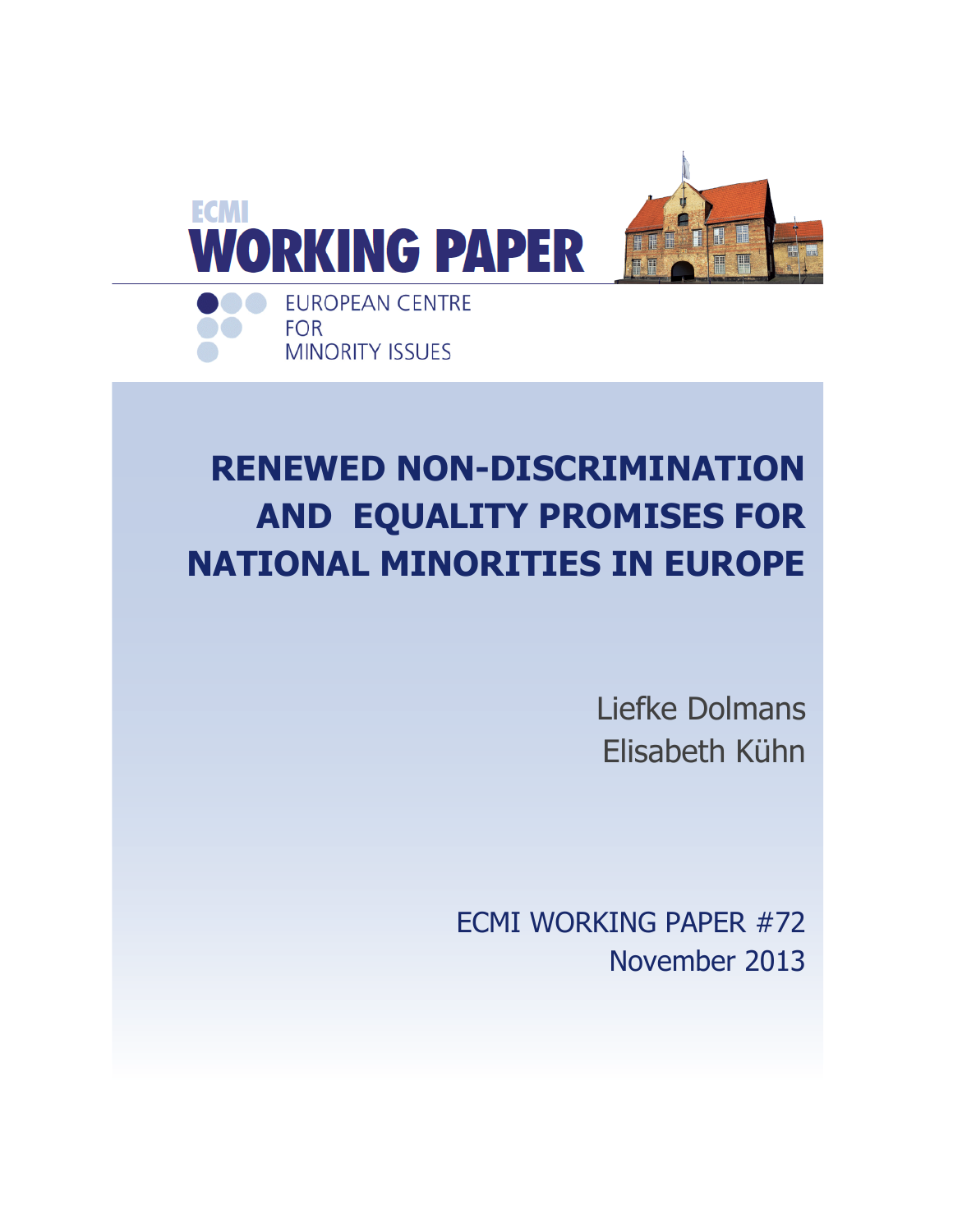ECMI

# WORKING PAPER

EUROPEAN CENTRE FOR MINORITY ISSUES

# RENEWED NON-DISCRIMINATION AND EQUALITY PROMISES FOR NATIONAL MINORITIES IN EUROPE

Liefke Dolmans
Elisabeth Kühn

ECMI WORKING PAPER #72
November 2013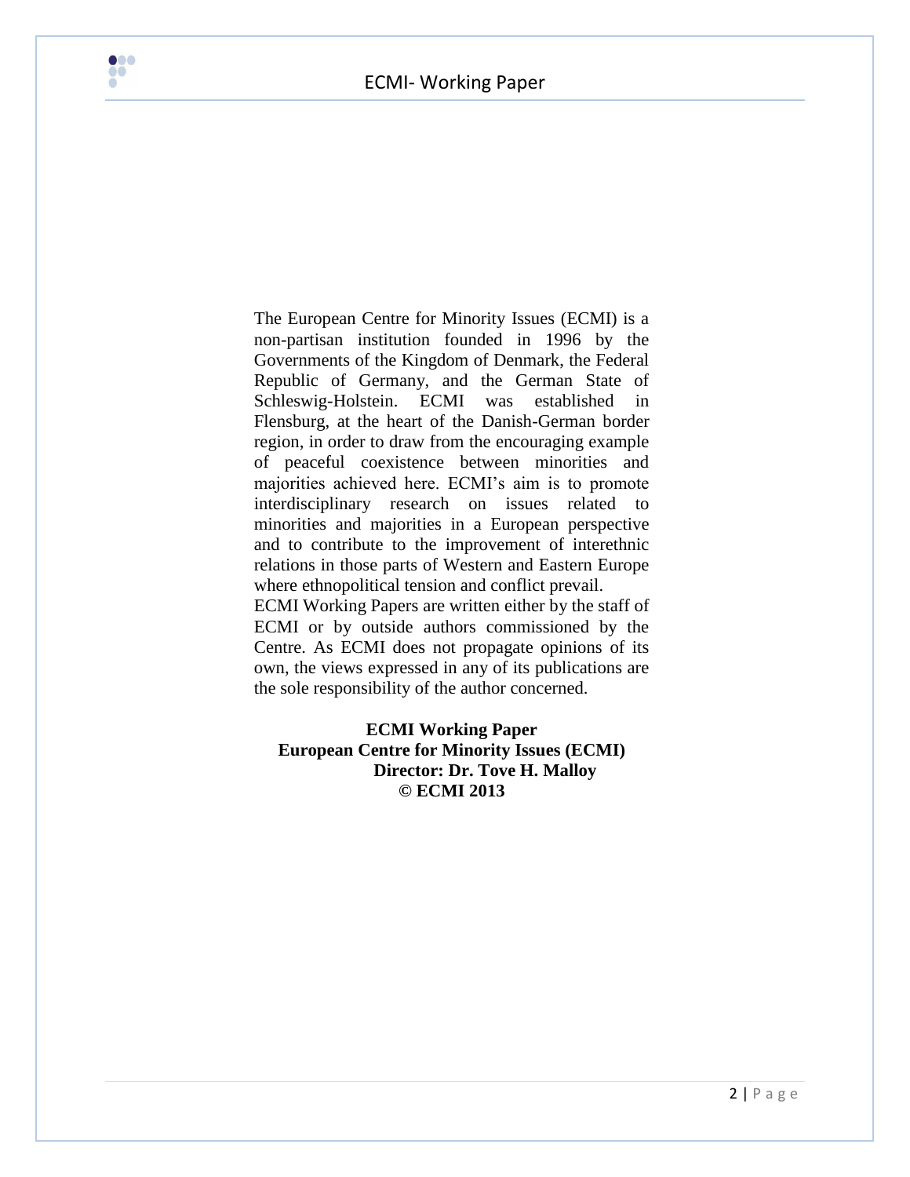The European Centre for Minority Issues (ECMI) is a non-partisan institution founded in 1996 by the Governments of the Kingdom of Denmark, the Federal Republic of Germany, and the German State of Schleswig-Holstein. ECMI was established in Flensburg, at the heart of the Danish-German border region, in order to draw from the encouraging example of peaceful coexistence between minorities and majorities achieved here. ECMI's aim is to promote interdisciplinary research on issues related to minorities and majorities in a European perspective and to contribute to the improvement of interethnic relations in those parts of Western and Eastern Europe where ethnopolitical tension and conflict prevail.

ECMI Working Papers are written either by the staff of ECMI or by outside authors commissioned by the Centre. As ECMI does not propagate opinions of its own, the views expressed in any of its publications are the sole responsibility of the author concerned.

**ECMI Working Paper**
**European Centre for Minority Issues (ECMI)**
**Director: Dr. Tove H. Malloy**
**© ECMI 2013**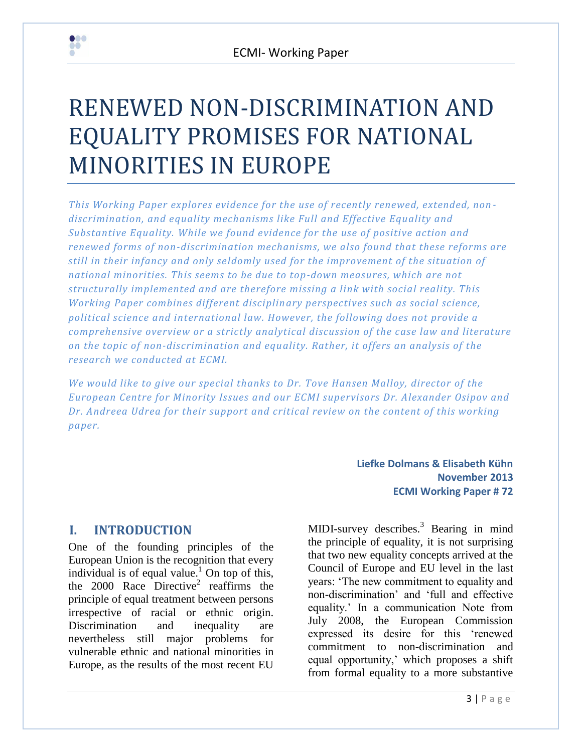# RENEWED NON-DISCRIMINATION AND EQUALITY PROMISES FOR NATIONAL MINORITIES IN EUROPE

*This Working Paper explores evidence for the use of recently renewed, extended, non-discrimination, and equality mechanisms like Full and Effective Equality and Substantive Equality. While we found evidence for the use of positive action and renewed forms of non-discrimination mechanisms, we also found that these reforms are still in their infancy and only seldomly used for the improvement of the situation of national minorities. This seems to be due to top-down measures, which are not structurally implemented and are therefore missing a link with social reality. This Working Paper combines different disciplinary perspectives such as social science, political science and international law. However, the following does not provide a comprehensive overview or a strictly analytical discussion of the case law and literature on the topic of non-discrimination and equality. Rather, it offers an analysis of the research we conducted at ECMI.*

*We would like to give our special thanks to Dr. Tove Hansen Malloy, director of the European Centre for Minority Issues and our ECMI supervisors Dr. Alexander Osipov and Dr. Andreea Udrea for their support and critical review on the content of this working paper.*

**Liefke Dolmans & Elisabeth Kühn**
**November 2013**
**ECMI Working Paper # 72**

## I. INTRODUCTION

One of the founding principles of the European Union is the recognition that every individual is of equal value.[1] On top of this, the 2000 Race Directive[2] reaffirms the principle of equal treatment between persons irrespective of racial or ethnic origin. Discrimination and inequality are nevertheless still major problems for vulnerable ethnic and national minorities in Europe, as the results of the most recent EU MIDI-survey describes.[3] Bearing in mind the principle of equality, it is not surprising that two new equality concepts arrived at the Council of Europe and EU level in the last years: 'The new commitment to equality and non-discrimination' and 'full and effective equality.' In a communication Note from July 2008, the European Commission expressed its desire for this 'renewed commitment to non-discrimination and equal opportunity,' which proposes a shift from formal equality to a more substantive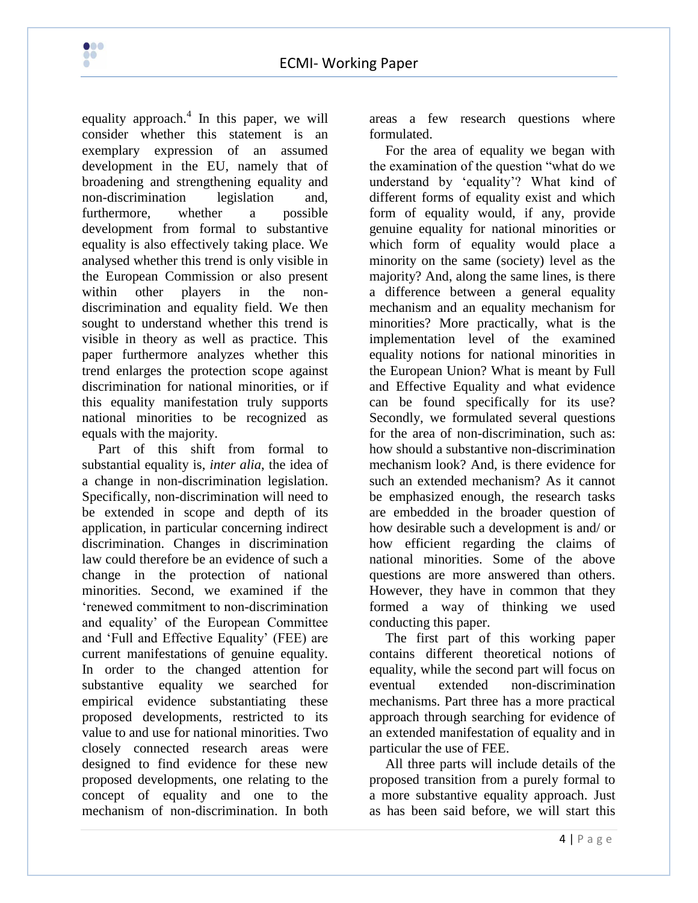equality approach.[4] In this paper, we will consider whether this statement is an exemplary expression of an assumed development in the EU, namely that of broadening and strengthening equality and non-discrimination legislation and, furthermore, whether a possible development from formal to substantive equality is also effectively taking place. We analysed whether this trend is only visible in the European Commission or also present within other players in the non-discrimination and equality field. We then sought to understand whether this trend is visible in theory as well as practice. This paper furthermore analyzes whether this trend enlarges the protection scope against discrimination for national minorities, or if this equality manifestation truly supports national minorities to be recognized as equals with the majority.

Part of this shift from formal to substantial equality is, *inter alia*, the idea of a change in non-discrimination legislation. Specifically, non-discrimination will need to be extended in scope and depth of its application, in particular concerning indirect discrimination. Changes in discrimination law could therefore be an evidence of such a change in the protection of national minorities. Second, we examined if the 'renewed commitment to non-discrimination and equality' of the European Committee and 'Full and Effective Equality' (FEE) are current manifestations of genuine equality. In order to the changed attention for substantive equality we searched for empirical evidence substantiating these proposed developments, restricted to its value to and use for national minorities. Two closely connected research areas were designed to find evidence for these new proposed developments, one relating to the concept of equality and one to the mechanism of non-discrimination. In both areas a few research questions where formulated.

For the area of equality we began with the examination of the question "what do we understand by 'equality'? What kind of different forms of equality exist and which form of equality would, if any, provide genuine equality for national minorities or which form of equality would place a minority on the same (society) level as the majority? And, along the same lines, is there a difference between a general equality mechanism and an equality mechanism for minorities? More practically, what is the implementation level of the examined equality notions for national minorities in the European Union? What is meant by Full and Effective Equality and what evidence can be found specifically for its use? Secondly, we formulated several questions for the area of non-discrimination, such as: how should a substantive non-discrimination mechanism look? And, is there evidence for such an extended mechanism? As it cannot be emphasized enough, the research tasks are embedded in the broader question of how desirable such a development is and/ or how efficient regarding the claims of national minorities. Some of the above questions are more answered than others. However, they have in common that they formed a way of thinking we used conducting this paper.

The first part of this working paper contains different theoretical notions of equality, while the second part will focus on eventual extended non-discrimination mechanisms. Part three has a more practical approach through searching for evidence of an extended manifestation of equality and in particular the use of FEE.

All three parts will include details of the proposed transition from a purely formal to a more substantive equality approach. Just as has been said before, we will start this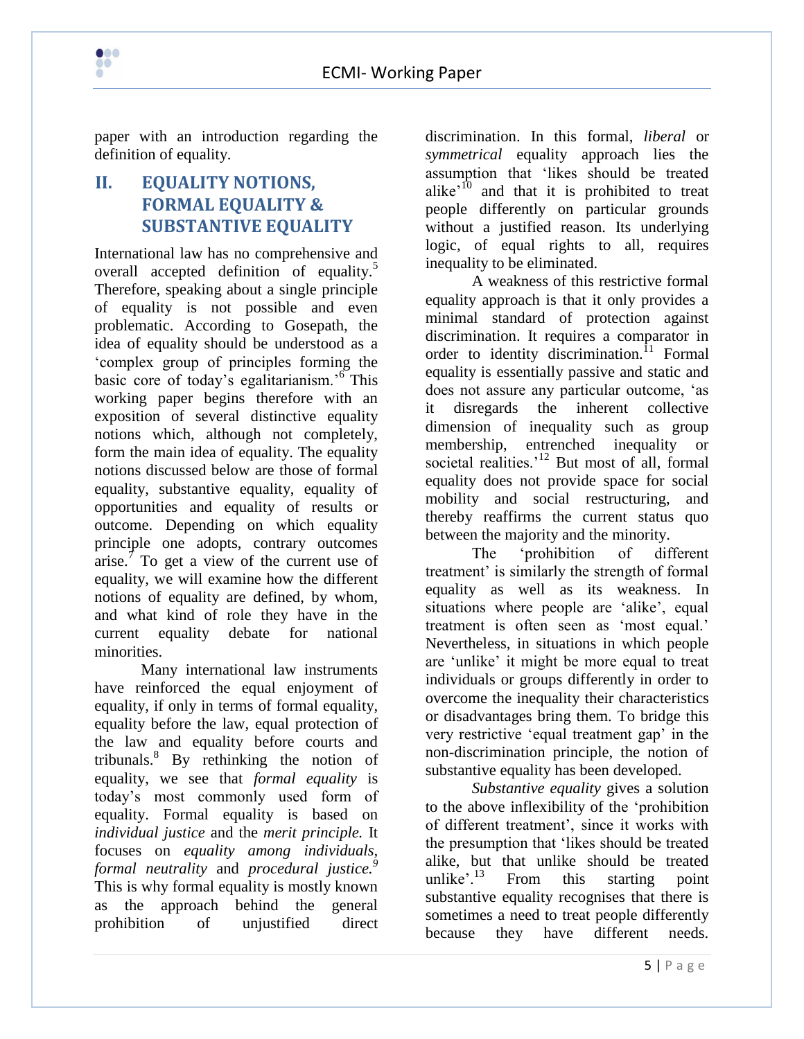paper with an introduction regarding the definition of equality.

## II. EQUALITY NOTIONS, FORMAL EQUALITY & SUBSTANTIVE EQUALITY

International law has no comprehensive and overall accepted definition of equality.[5] Therefore, speaking about a single principle of equality is not possible and even problematic. According to Gosepath, the idea of equality should be understood as a 'complex group of principles forming the basic core of today's egalitarianism.'[6] This working paper begins therefore with an exposition of several distinctive equality notions which, although not completely, form the main idea of equality. The equality notions discussed below are those of formal equality, substantive equality, equality of opportunities and equality of results or outcome. Depending on which equality principle one adopts, contrary outcomes arise.[7] To get a view of the current use of equality, we will examine how the different notions of equality are defined, by whom, and what kind of role they have in the current equality debate for national minorities.

Many international law instruments have reinforced the equal enjoyment of equality, if only in terms of formal equality, equality before the law, equal protection of the law and equality before courts and tribunals.[8] By rethinking the notion of equality, we see that *formal equality* is today's most commonly used form of equality. Formal equality is based on *individual justice* and the *merit principle.* It focuses on *equality among individuals, formal neutrality* and *procedural justice.*[9] This is why formal equality is mostly known as the approach behind the general prohibition of unjustified direct discrimination. In this formal, *liberal* or *symmetrical* equality approach lies the assumption that 'likes should be treated alike'[10] and that it is prohibited to treat people differently on particular grounds without a justified reason. Its underlying logic, of equal rights to all, requires inequality to be eliminated.

A weakness of this restrictive formal equality approach is that it only provides a minimal standard of protection against discrimination. It requires a comparator in order to identity discrimination.[11] Formal equality is essentially passive and static and does not assure any particular outcome, 'as it disregards the inherent collective dimension of inequality such as group membership, entrenched inequality or societal realities.'[12] But most of all, formal equality does not provide space for social mobility and social restructuring, and thereby reaffirms the current status quo between the majority and the minority.

The 'prohibition of different treatment' is similarly the strength of formal equality as well as its weakness. In situations where people are 'alike', equal treatment is often seen as 'most equal.' Nevertheless, in situations in which people are 'unlike' it might be more equal to treat individuals or groups differently in order to overcome the inequality their characteristics or disadvantages bring them. To bridge this very restrictive 'equal treatment gap' in the non-discrimination principle, the notion of substantive equality has been developed.

*Substantive equality* gives a solution to the above inflexibility of the 'prohibition of different treatment', since it works with the presumption that 'likes should be treated alike, but that unlike should be treated unlike'.[13] From this starting point substantive equality recognises that there is sometimes a need to treat people differently because they have different needs.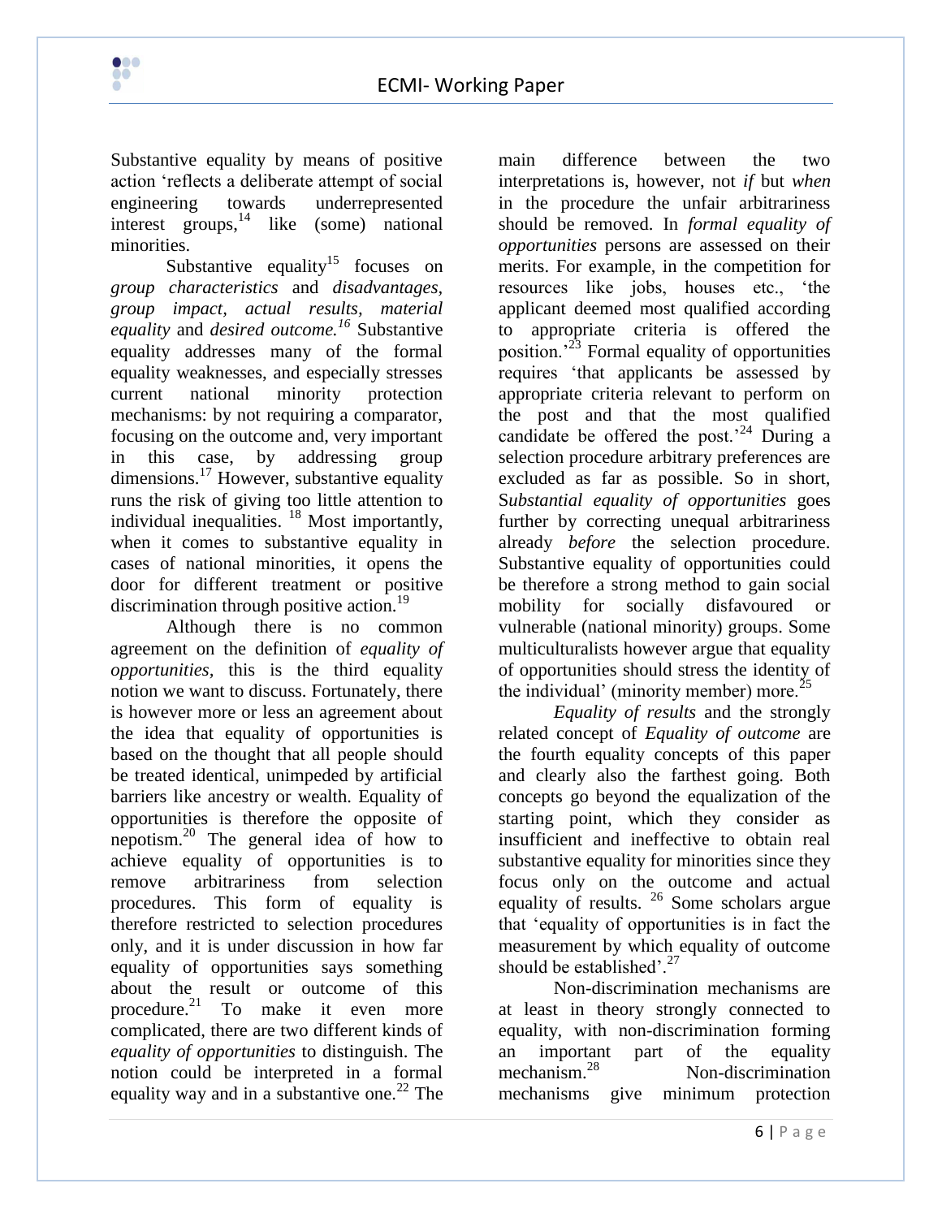Substantive equality by means of positive action 'reflects a deliberate attempt of social engineering towards underrepresented interest groups,[14] like (some) national minorities.

Substantive equality[15] focuses on *group characteristics* and *disadvantages, group impact, actual results, material equality* and *desired outcome.*[16] Substantive equality addresses many of the formal equality weaknesses, and especially stresses current national minority protection mechanisms: by not requiring a comparator, focusing on the outcome and, very important in this case, by addressing group dimensions.[17] However, substantive equality runs the risk of giving too little attention to individual inequalities. [18] Most importantly, when it comes to substantive equality in cases of national minorities, it opens the door for different treatment or positive discrimination through positive action.[19]

Although there is no common agreement on the definition of *equality of opportunities,* this is the third equality notion we want to discuss. Fortunately, there is however more or less an agreement about the idea that equality of opportunities is based on the thought that all people should be treated identical, unimpeded by artificial barriers like ancestry or wealth. Equality of opportunities is therefore the opposite of nepotism.[20] The general idea of how to achieve equality of opportunities is to remove arbitrariness from selection procedures. This form of equality is therefore restricted to selection procedures only, and it is under discussion in how far equality of opportunities says something about the result or outcome of this procedure.[21] To make it even more complicated, there are two different kinds of *equality of opportunities* to distinguish. The notion could be interpreted in a formal equality way and in a substantive one.[22] The main difference between the two interpretations is, however, not *if* but *when* in the procedure the unfair arbitrariness should be removed. In *formal equality of opportunities* persons are assessed on their merits. For example, in the competition for resources like jobs, houses etc., 'the applicant deemed most qualified according to appropriate criteria is offered the position.'[23] Formal equality of opportunities requires 'that applicants be assessed by appropriate criteria relevant to perform on the post and that the most qualified candidate be offered the post.'[24] During a selection procedure arbitrary preferences are excluded as far as possible. So in short, S*ubstantial equality of opportunities* goes further by correcting unequal arbitrariness already *before* the selection procedure. Substantive equality of opportunities could be therefore a strong method to gain social mobility for socially disfavoured or vulnerable (national minority) groups. Some multiculturalists however argue that equality of opportunities should stress the identity of the individual' (minority member) more.[25]

*Equality of results* and the strongly related concept of *Equality of outcome* are the fourth equality concepts of this paper and clearly also the farthest going. Both concepts go beyond the equalization of the starting point, which they consider as insufficient and ineffective to obtain real substantive equality for minorities since they focus only on the outcome and actual equality of results. [26] Some scholars argue that 'equality of opportunities is in fact the measurement by which equality of outcome should be established'.[27]

Non-discrimination mechanisms are at least in theory strongly connected to equality, with non-discrimination forming an important part of the equality mechanism.[28] Non-discrimination mechanisms give minimum protection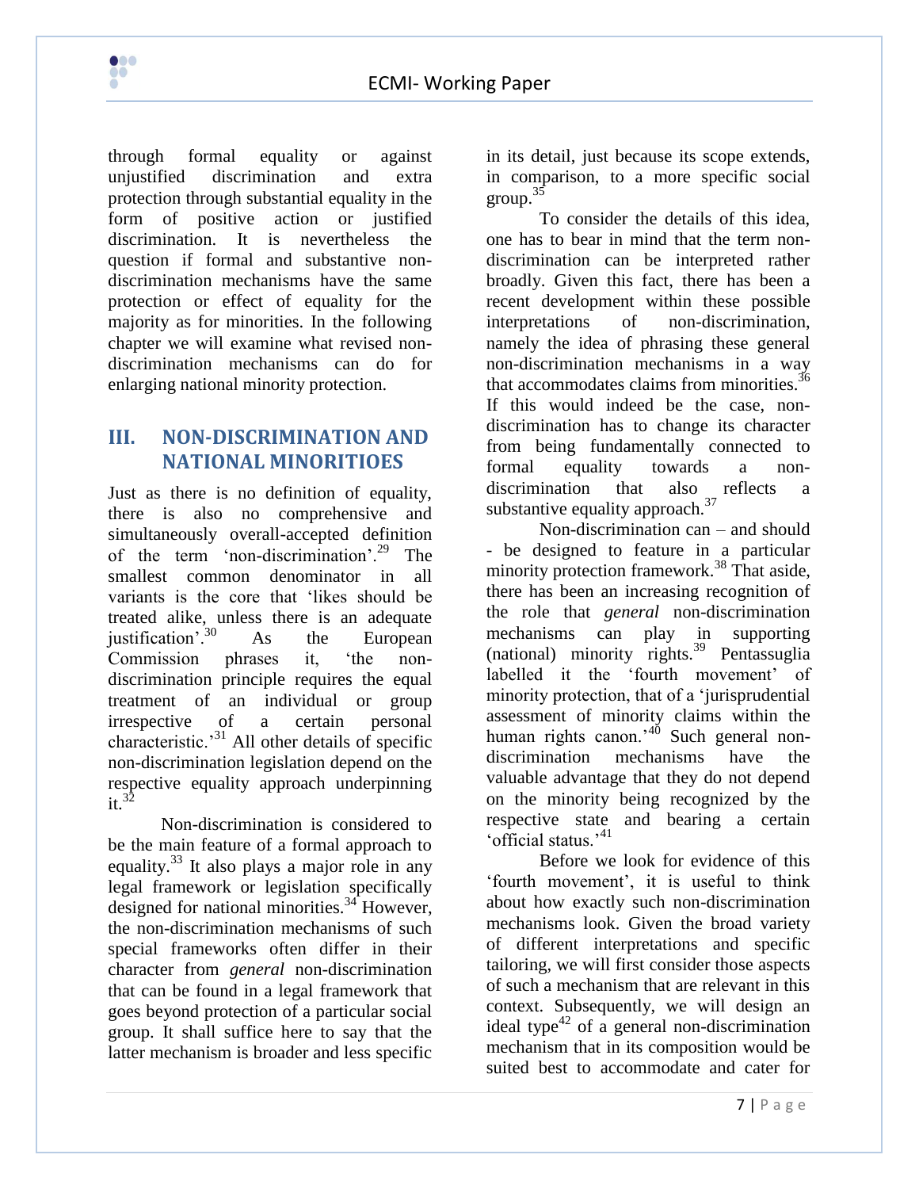through formal equality or against unjustified discrimination and extra protection through substantial equality in the form of positive action or justified discrimination. It is nevertheless the question if formal and substantive non-discrimination mechanisms have the same protection or effect of equality for the majority as for minorities. In the following chapter we will examine what revised non-discrimination mechanisms can do for enlarging national minority protection.

## III. NON-DISCRIMINATION AND NATIONAL MINORITIOES

Just as there is no definition of equality, there is also no comprehensive and simultaneously overall-accepted definition of the term 'non-discrimination'.[29] The smallest common denominator in all variants is the core that 'likes should be treated alike, unless there is an adequate justification'.[30] As the European Commission phrases it, 'the non-discrimination principle requires the equal treatment of an individual or group irrespective of a certain personal characteristic.'[31] All other details of specific non-discrimination legislation depend on the respective equality approach underpinning it.[32]

Non-discrimination is considered to be the main feature of a formal approach to equality.[33] It also plays a major role in any legal framework or legislation specifically designed for national minorities.[34] However, the non-discrimination mechanisms of such special frameworks often differ in their character from *general* non-discrimination that can be found in a legal framework that goes beyond protection of a particular social group. It shall suffice here to say that the latter mechanism is broader and less specific in its detail, just because its scope extends, in comparison, to a more specific social group.[35]

To consider the details of this idea, one has to bear in mind that the term non-discrimination can be interpreted rather broadly. Given this fact, there has been a recent development within these possible interpretations of non-discrimination, namely the idea of phrasing these general non-discrimination mechanisms in a way that accommodates claims from minorities.[36] If this would indeed be the case, non-discrimination has to change its character from being fundamentally connected to formal equality towards a non-discrimination that also reflects a substantive equality approach.[37]

Non-discrimination can – and should - be designed to feature in a particular minority protection framework.[38] That aside, there has been an increasing recognition of the role that *general* non-discrimination mechanisms can play in supporting (national) minority rights.[39] Pentassuglia labelled it the 'fourth movement' of minority protection, that of a 'jurisprudential assessment of minority claims within the human rights canon.'[40] Such general non-discrimination mechanisms have the valuable advantage that they do not depend on the minority being recognized by the respective state and bearing a certain 'official status.'[41]

Before we look for evidence of this 'fourth movement', it is useful to think about how exactly such non-discrimination mechanisms look. Given the broad variety of different interpretations and specific tailoring, we will first consider those aspects of such a mechanism that are relevant in this context. Subsequently, we will design an ideal type[42] of a general non-discrimination mechanism that in its composition would be suited best to accommodate and cater for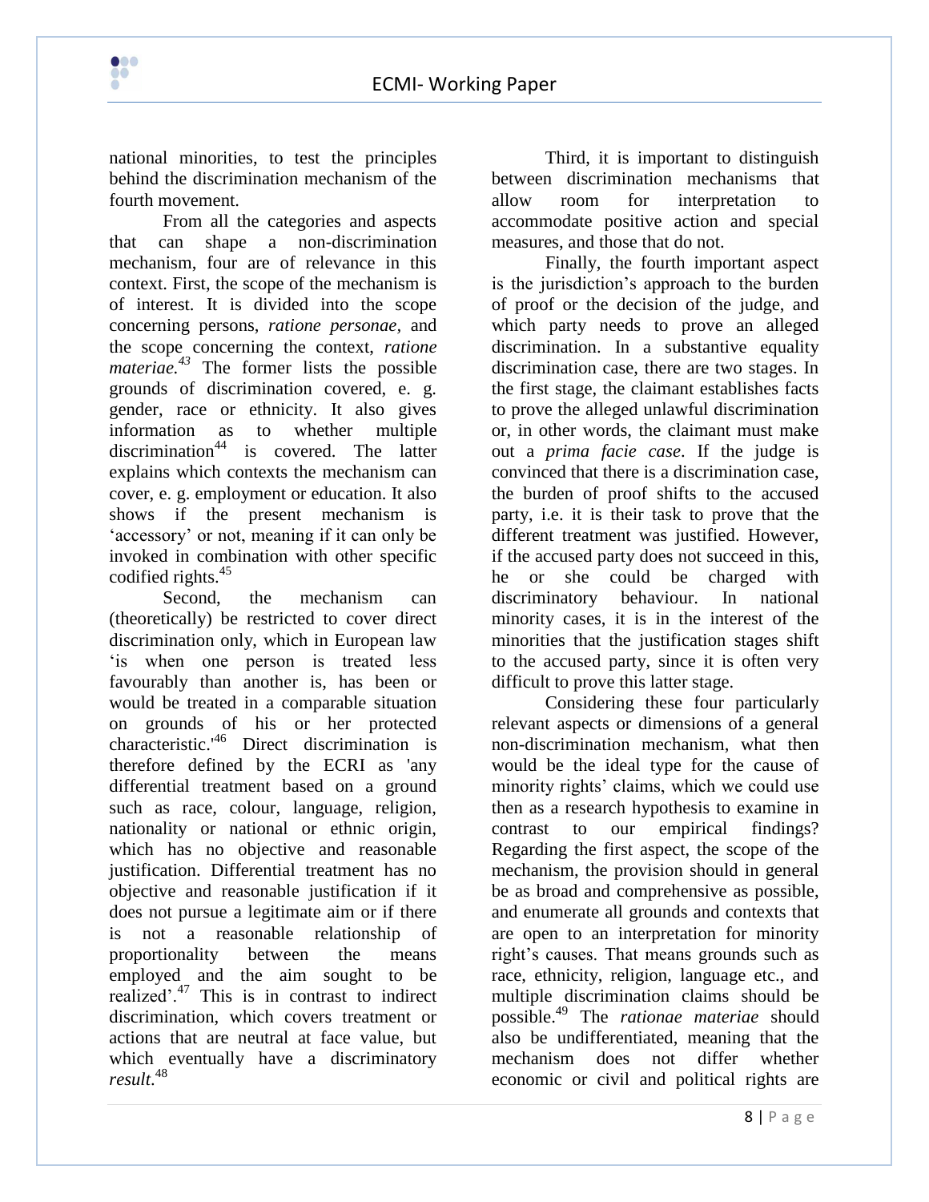national minorities, to test the principles behind the discrimination mechanism of the fourth movement.

From all the categories and aspects that can shape a non-discrimination mechanism, four are of relevance in this context. First, the scope of the mechanism is of interest. It is divided into the scope concerning persons, *ratione personae*, and the scope concerning the context, *ratione materiae.*[43] The former lists the possible grounds of discrimination covered, e. g. gender, race or ethnicity. It also gives information as to whether multiple discrimination[44] is covered. The latter explains which contexts the mechanism can cover, e. g. employment or education. It also shows if the present mechanism is 'accessory' or not, meaning if it can only be invoked in combination with other specific codified rights.[45]

Second, the mechanism can (theoretically) be restricted to cover direct discrimination only, which in European law 'is when one person is treated less favourably than another is, has been or would be treated in a comparable situation on grounds of his or her protected characteristic.'[46] Direct discrimination is therefore defined by the ECRI as 'any differential treatment based on a ground such as race, colour, language, religion, nationality or national or ethnic origin, which has no objective and reasonable justification. Differential treatment has no objective and reasonable justification if it does not pursue a legitimate aim or if there is not a reasonable relationship of proportionality between the means employed and the aim sought to be realized'.[47] This is in contrast to indirect discrimination, which covers treatment or actions that are neutral at face value, but which eventually have a discriminatory *result*.[48]

Third, it is important to distinguish between discrimination mechanisms that allow room for interpretation to accommodate positive action and special measures, and those that do not.

Finally, the fourth important aspect is the jurisdiction's approach to the burden of proof or the decision of the judge, and which party needs to prove an alleged discrimination. In a substantive equality discrimination case, there are two stages. In the first stage, the claimant establishes facts to prove the alleged unlawful discrimination or, in other words, the claimant must make out a *prima facie case*. If the judge is convinced that there is a discrimination case, the burden of proof shifts to the accused party, i.e. it is their task to prove that the different treatment was justified. However, if the accused party does not succeed in this, he or she could be charged with discriminatory behaviour. In national minority cases, it is in the interest of the minorities that the justification stages shift to the accused party, since it is often very difficult to prove this latter stage.

Considering these four particularly relevant aspects or dimensions of a general non-discrimination mechanism, what then would be the ideal type for the cause of minority rights' claims, which we could use then as a research hypothesis to examine in contrast to our empirical findings? Regarding the first aspect, the scope of the mechanism, the provision should in general be as broad and comprehensive as possible, and enumerate all grounds and contexts that are open to an interpretation for minority right's causes. That means grounds such as race, ethnicity, religion, language etc., and multiple discrimination claims should be possible.[49] The *rationae materiae* should also be undifferentiated, meaning that the mechanism does not differ whether economic or civil and political rights are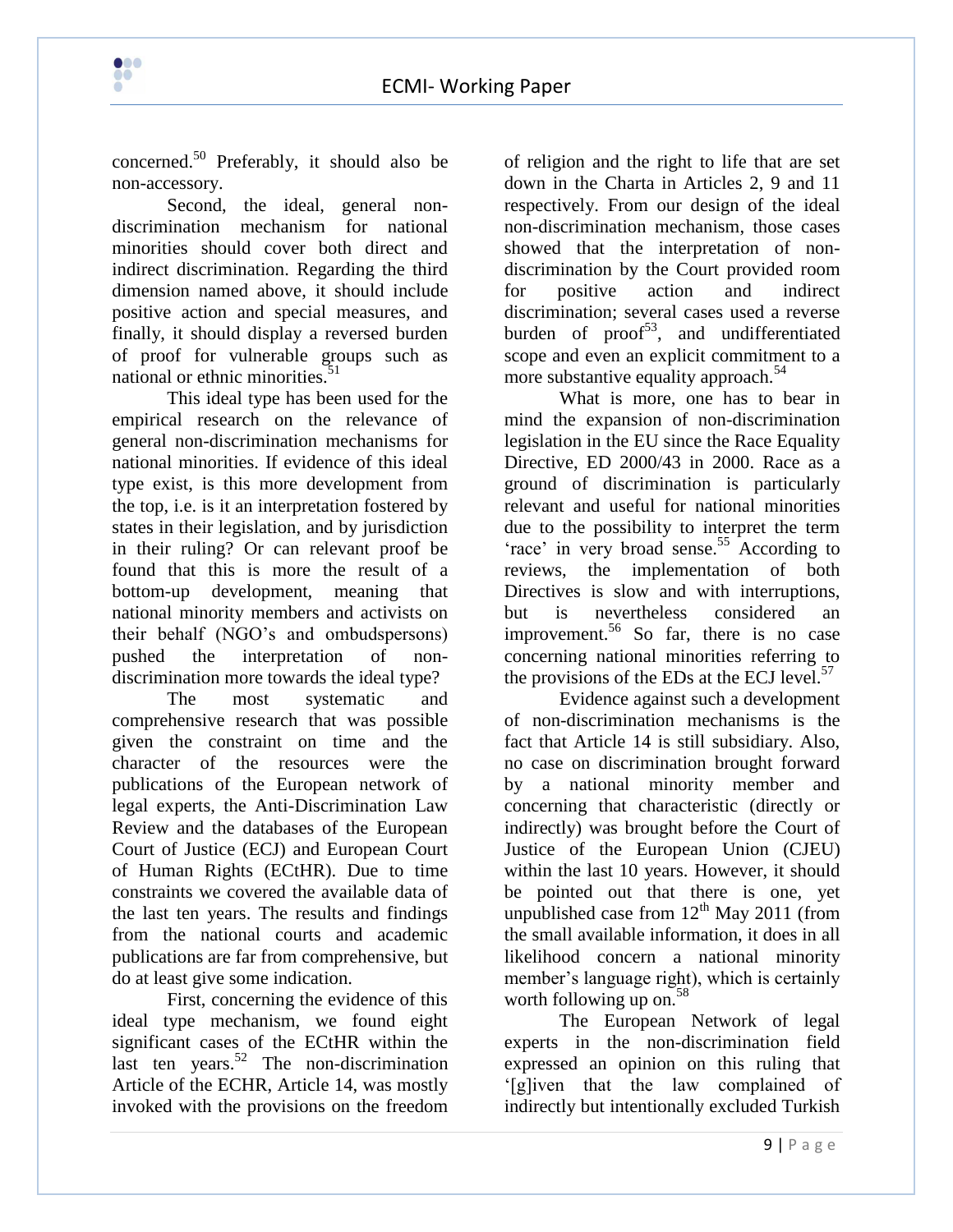concerned.[50] Preferably, it should also be non-accessory.

Second, the ideal, general non-discrimination mechanism for national minorities should cover both direct and indirect discrimination. Regarding the third dimension named above, it should include positive action and special measures, and finally, it should display a reversed burden of proof for vulnerable groups such as national or ethnic minorities.[51]

This ideal type has been used for the empirical research on the relevance of general non-discrimination mechanisms for national minorities. If evidence of this ideal type exist, is this more development from the top, i.e. is it an interpretation fostered by states in their legislation, and by jurisdiction in their ruling? Or can relevant proof be found that this is more the result of a bottom-up development, meaning that national minority members and activists on their behalf (NGO's and ombudspersons) pushed the interpretation of non-discrimination more towards the ideal type?

The most systematic and comprehensive research that was possible given the constraint on time and the character of the resources were the publications of the European network of legal experts, the Anti-Discrimination Law Review and the databases of the European Court of Justice (ECJ) and European Court of Human Rights (ECtHR). Due to time constraints we covered the available data of the last ten years. The results and findings from the national courts and academic publications are far from comprehensive, but do at least give some indication.

First, concerning the evidence of this ideal type mechanism, we found eight significant cases of the ECtHR within the last ten years.[52] The non-discrimination Article of the ECHR, Article 14, was mostly invoked with the provisions on the freedom of religion and the right to life that are set down in the Charta in Articles 2, 9 and 11 respectively. From our design of the ideal non-discrimination mechanism, those cases showed that the interpretation of non-discrimination by the Court provided room for positive action and indirect discrimination; several cases used a reverse burden of proof[53], and undifferentiated scope and even an explicit commitment to a more substantive equality approach.[54]

What is more, one has to bear in mind the expansion of non-discrimination legislation in the EU since the Race Equality Directive, ED 2000/43 in 2000. Race as a ground of discrimination is particularly relevant and useful for national minorities due to the possibility to interpret the term 'race' in very broad sense.[55] According to reviews, the implementation of both Directives is slow and with interruptions, but is nevertheless considered an improvement.[56] So far, there is no case concerning national minorities referring to the provisions of the EDs at the ECJ level.[57]

Evidence against such a development of non-discrimination mechanisms is the fact that Article 14 is still subsidiary. Also, no case on discrimination brought forward by a national minority member and concerning that characteristic (directly or indirectly) was brought before the Court of Justice of the European Union (CJEU) within the last 10 years. However, it should be pointed out that there is one, yet unpublished case from 12th May 2011 (from the small available information, it does in all likelihood concern a national minority member's language right), which is certainly worth following up on.[58]

The European Network of legal experts in the non-discrimination field expressed an opinion on this ruling that '[g]iven that the law complained of indirectly but intentionally excluded Turkish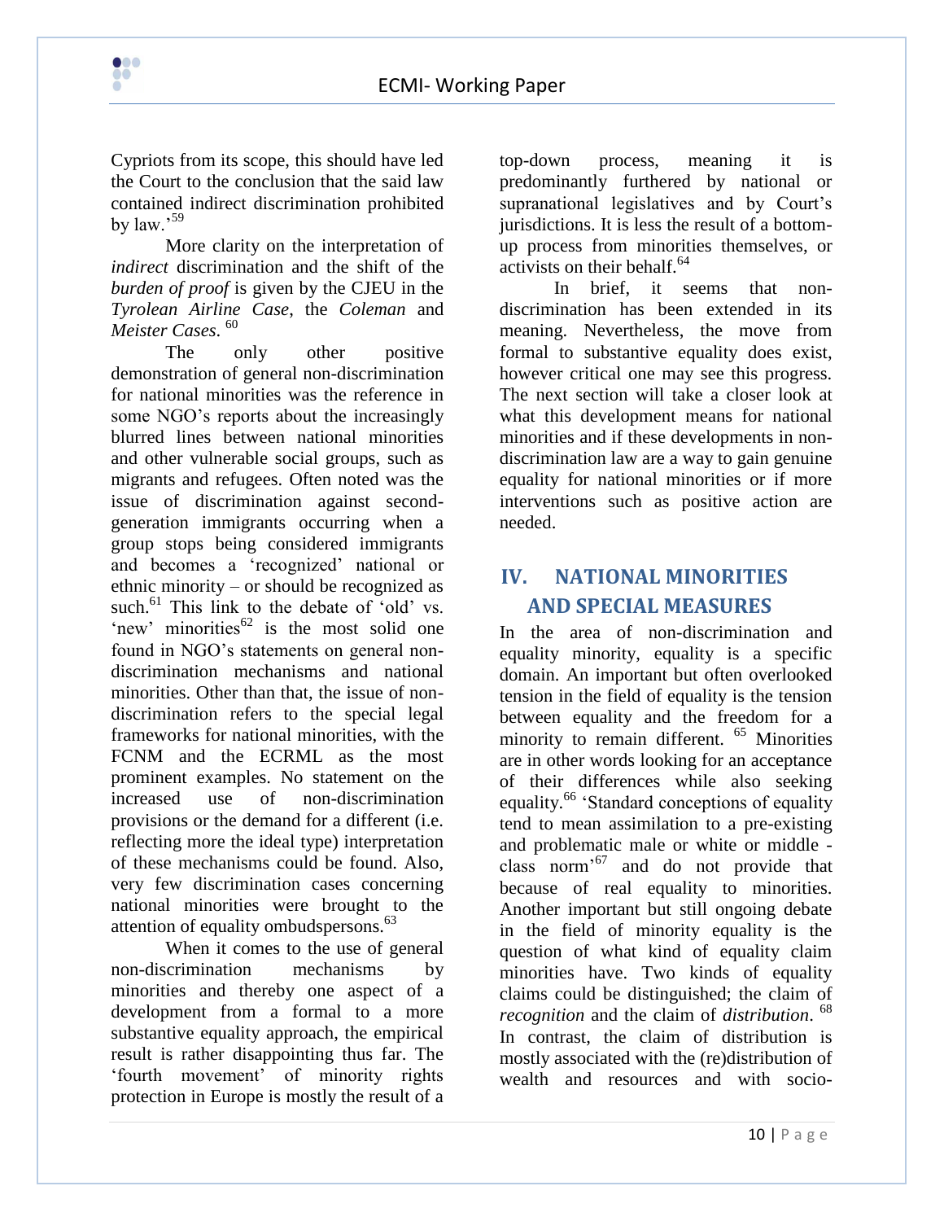Cypriots from its scope, this should have led the Court to the conclusion that the said law contained indirect discrimination prohibited by law.'[59]

More clarity on the interpretation of *indirect* discrimination and the shift of the *burden of proof* is given by the CJEU in the *Tyrolean Airline Case*, the *Coleman* and *Meister Cases*.[60]

The only other positive demonstration of general non-discrimination for national minorities was the reference in some NGO's reports about the increasingly blurred lines between national minorities and other vulnerable social groups, such as migrants and refugees. Often noted was the issue of discrimination against second-generation immigrants occurring when a group stops being considered immigrants and becomes a 'recognized' national or ethnic minority – or should be recognized as such.[61] This link to the debate of 'old' vs. 'new' minorities[62] is the most solid one found in NGO's statements on general non-discrimination mechanisms and national minorities. Other than that, the issue of non-discrimination refers to the special legal frameworks for national minorities, with the FCNM and the ECRML as the most prominent examples. No statement on the increased use of non-discrimination provisions or the demand for a different (i.e. reflecting more the ideal type) interpretation of these mechanisms could be found. Also, very few discrimination cases concerning national minorities were brought to the attention of equality ombudspersons.[63]

When it comes to the use of general non-discrimination mechanisms by minorities and thereby one aspect of a development from a formal to a more substantive equality approach, the empirical result is rather disappointing thus far. The 'fourth movement' of minority rights protection in Europe is mostly the result of a top-down process, meaning it is predominantly furthered by national or supranational legislatives and by Court's jurisdictions. It is less the result of a bottom-up process from minorities themselves, or activists on their behalf.[64]

In brief, it seems that non-discrimination has been extended in its meaning. Nevertheless, the move from formal to substantive equality does exist, however critical one may see this progress. The next section will take a closer look at what this development means for national minorities and if these developments in non-discrimination law are a way to gain genuine equality for national minorities or if more interventions such as positive action are needed.

## IV. NATIONAL MINORITIES AND SPECIAL MEASURES

In the area of non-discrimination and equality minority, equality is a specific domain. An important but often overlooked tension in the field of equality is the tension between equality and the freedom for a minority to remain different.[65] Minorities are in other words looking for an acceptance of their differences while also seeking equality.[66] 'Standard conceptions of equality tend to mean assimilation to a pre-existing and problematic male or white or middle - class norm'[67] and do not provide that because of real equality to minorities. Another important but still ongoing debate in the field of minority equality is the question of what kind of equality claim minorities have. Two kinds of equality claims could be distinguished; the claim of *recognition* and the claim of *distribution*.[68] In contrast, the claim of distribution is mostly associated with the (re)distribution of wealth and resources and with socio-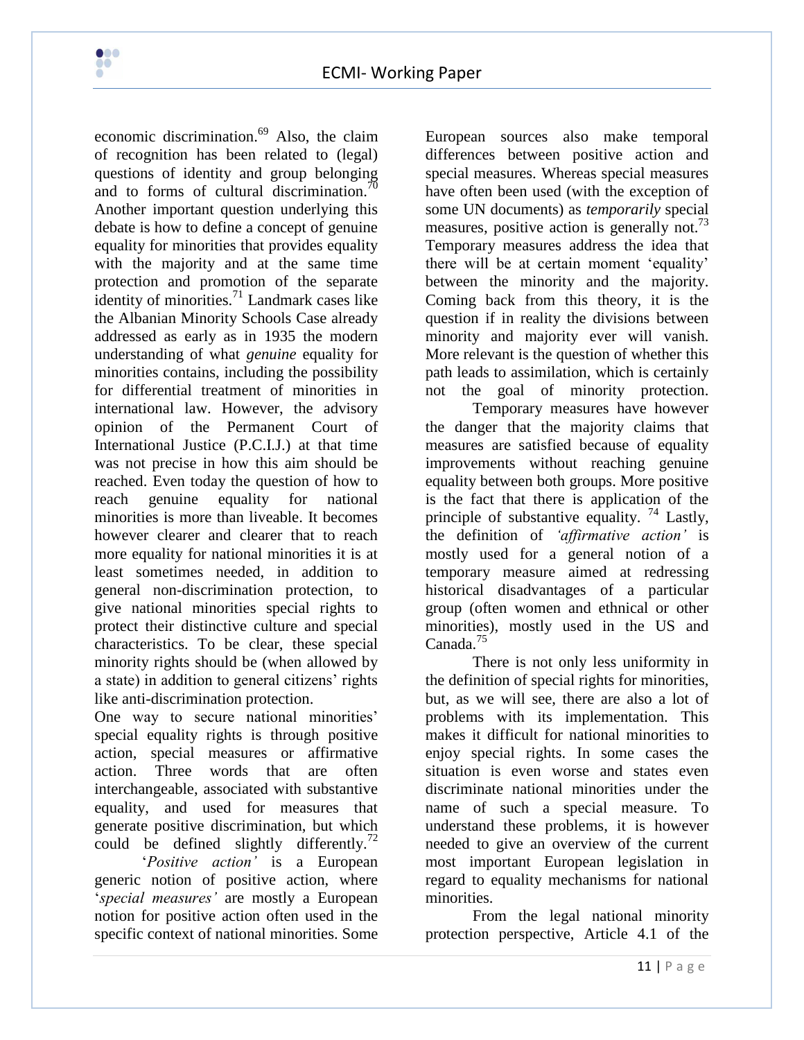economic discrimination.[69] Also, the claim of recognition has been related to (legal) questions of identity and group belonging and to forms of cultural discrimination.[70] Another important question underlying this debate is how to define a concept of genuine equality for minorities that provides equality with the majority and at the same time protection and promotion of the separate identity of minorities.[71] Landmark cases like the Albanian Minority Schools Case already addressed as early as in 1935 the modern understanding of what *genuine* equality for minorities contains, including the possibility for differential treatment of minorities in international law. However, the advisory opinion of the Permanent Court of International Justice (P.C.I.J.) at that time was not precise in how this aim should be reached. Even today the question of how to reach genuine equality for national minorities is more than liveable. It becomes however clearer and clearer that to reach more equality for national minorities it is at least sometimes needed, in addition to general non-discrimination protection, to give national minorities special rights to protect their distinctive culture and special characteristics. To be clear, these special minority rights should be (when allowed by a state) in addition to general citizens' rights like anti-discrimination protection.

One way to secure national minorities' special equality rights is through positive action, special measures or affirmative action. Three words that are often interchangeable, associated with substantive equality, and used for measures that generate positive discrimination, but which could be defined slightly differently.[72]

'*Positive action'* is a European generic notion of positive action, where '*special measures'* are mostly a European notion for positive action often used in the specific context of national minorities. Some European sources also make temporal differences between positive action and special measures. Whereas special measures have often been used (with the exception of some UN documents) as *temporarily* special measures, positive action is generally not.[73] Temporary measures address the idea that there will be at certain moment 'equality' between the minority and the majority. Coming back from this theory, it is the question if in reality the divisions between minority and majority ever will vanish. More relevant is the question of whether this path leads to assimilation, which is certainly not the goal of minority protection.

Temporary measures have however the danger that the majority claims that measures are satisfied because of equality improvements without reaching genuine equality between both groups. More positive is the fact that there is application of the principle of substantive equality. [74] Lastly, the definition of *'affirmative action'* is mostly used for a general notion of a temporary measure aimed at redressing historical disadvantages of a particular group (often women and ethnical or other minorities), mostly used in the US and Canada.[75]

There is not only less uniformity in the definition of special rights for minorities, but, as we will see, there are also a lot of problems with its implementation. This makes it difficult for national minorities to enjoy special rights. In some cases the situation is even worse and states even discriminate national minorities under the name of such a special measure. To understand these problems, it is however needed to give an overview of the current most important European legislation in regard to equality mechanisms for national minorities.

From the legal national minority protection perspective, Article 4.1 of the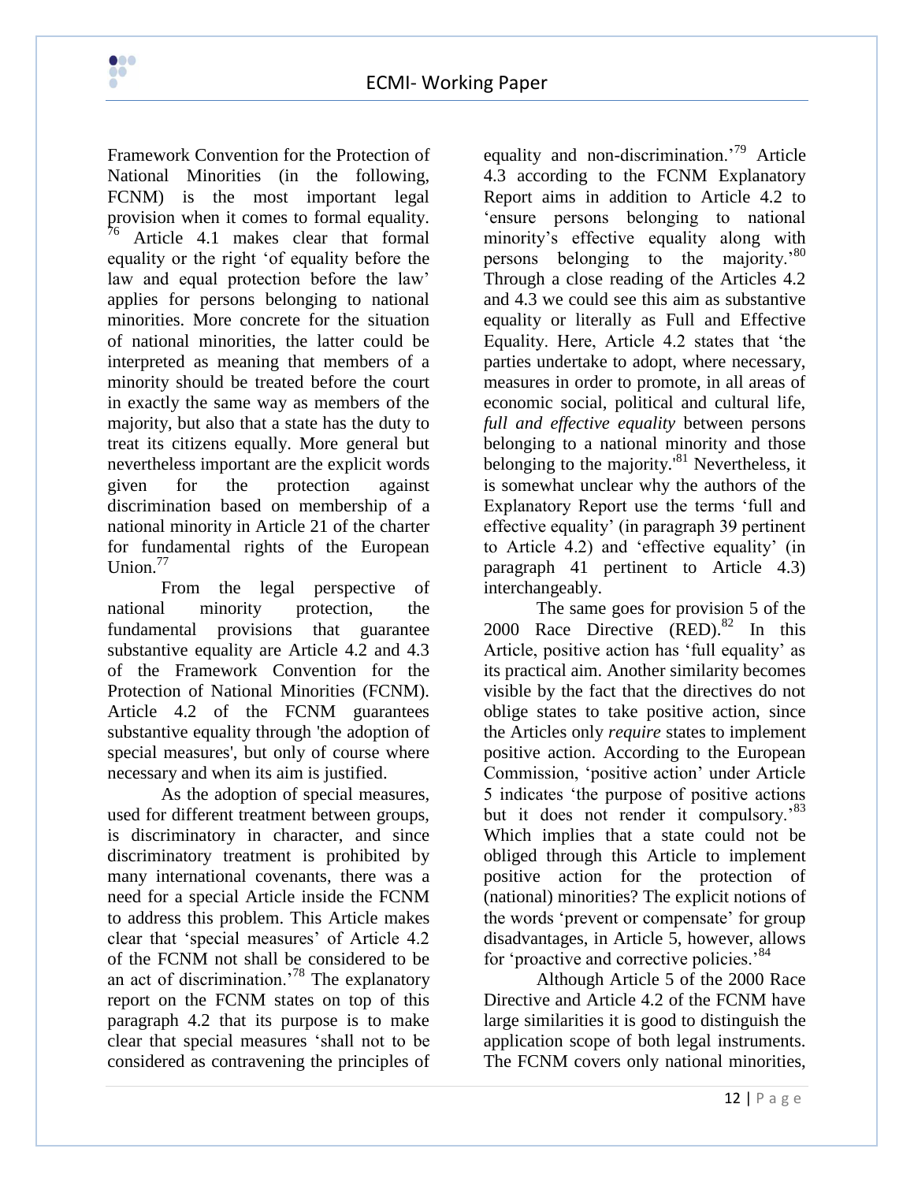Framework Convention for the Protection of National Minorities (in the following, FCNM) is the most important legal provision when it comes to formal equality.[76] Article 4.1 makes clear that formal equality or the right 'of equality before the law and equal protection before the law' applies for persons belonging to national minorities. More concrete for the situation of national minorities, the latter could be interpreted as meaning that members of a minority should be treated before the court in exactly the same way as members of the majority, but also that a state has the duty to treat its citizens equally. More general but nevertheless important are the explicit words given for the protection against discrimination based on membership of a national minority in Article 21 of the charter for fundamental rights of the European Union.[77]

From the legal perspective of national minority protection, the fundamental provisions that guarantee substantive equality are Article 4.2 and 4.3 of the Framework Convention for the Protection of National Minorities (FCNM). Article 4.2 of the FCNM guarantees substantive equality through 'the adoption of special measures', but only of course where necessary and when its aim is justified.

As the adoption of special measures, used for different treatment between groups, is discriminatory in character, and since discriminatory treatment is prohibited by many international covenants, there was a need for a special Article inside the FCNM to address this problem. This Article makes clear that 'special measures' of Article 4.2 of the FCNM not shall be considered to be an act of discrimination.'[78] The explanatory report on the FCNM states on top of this paragraph 4.2 that its purpose is to make clear that special measures 'shall not to be considered as contravening the principles of equality and non-discrimination.'[79] Article 4.3 according to the FCNM Explanatory Report aims in addition to Article 4.2 to 'ensure persons belonging to national minority's effective equality along with persons belonging to the majority.'[80] Through a close reading of the Articles 4.2 and 4.3 we could see this aim as substantive equality or literally as Full and Effective Equality. Here, Article 4.2 states that 'the parties undertake to adopt, where necessary, measures in order to promote, in all areas of economic social, political and cultural life, *full and effective equality* between persons belonging to a national minority and those belonging to the majority.'[81] Nevertheless, it is somewhat unclear why the authors of the Explanatory Report use the terms 'full and effective equality' (in paragraph 39 pertinent to Article 4.2) and 'effective equality' (in paragraph 41 pertinent to Article 4.3) interchangeably.

The same goes for provision 5 of the 2000 Race Directive (RED).[82] In this Article, positive action has 'full equality' as its practical aim. Another similarity becomes visible by the fact that the directives do not oblige states to take positive action, since the Articles only *require* states to implement positive action. According to the European Commission, 'positive action' under Article 5 indicates 'the purpose of positive actions but it does not render it compulsory.'[83] Which implies that a state could not be obliged through this Article to implement positive action for the protection of (national) minorities? The explicit notions of the words 'prevent or compensate' for group disadvantages, in Article 5, however, allows for 'proactive and corrective policies.'[84]

Although Article 5 of the 2000 Race Directive and Article 4.2 of the FCNM have large similarities it is good to distinguish the application scope of both legal instruments. The FCNM covers only national minorities,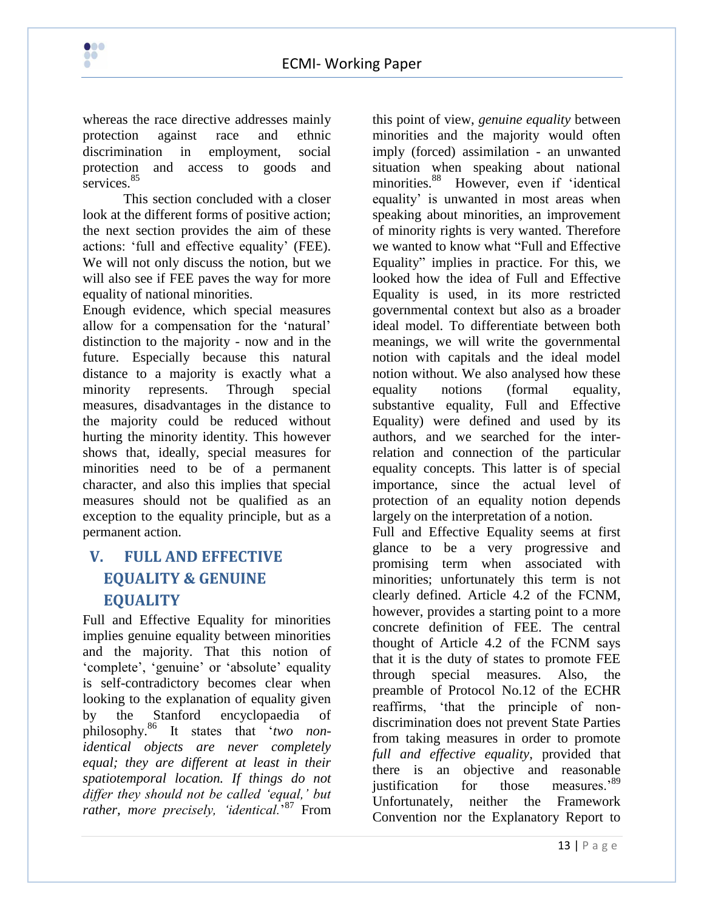whereas the race directive addresses mainly protection against race and ethnic discrimination in employment, social protection and access to goods and services.[85]

This section concluded with a closer look at the different forms of positive action; the next section provides the aim of these actions: 'full and effective equality' (FEE). We will not only discuss the notion, but we will also see if FEE paves the way for more equality of national minorities.

Enough evidence, which special measures allow for a compensation for the 'natural' distinction to the majority - now and in the future. Especially because this natural distance to a majority is exactly what a minority represents. Through special measures, disadvantages in the distance to the majority could be reduced without hurting the minority identity. This however shows that, ideally, special measures for minorities need to be of a permanent character, and also this implies that special measures should not be qualified as an exception to the equality principle, but as a permanent action.

## V. FULL AND EFFECTIVE EQUALITY & GENUINE EQUALITY

Full and Effective Equality for minorities implies genuine equality between minorities and the majority. That this notion of 'complete', 'genuine' or 'absolute' equality is self-contradictory becomes clear when looking to the explanation of equality given by the Stanford encyclopaedia of philosophy.[86] It states that '*two non-identical objects are never completely equal; they are different at least in their spatiotemporal location. If things do not differ they should not be called 'equal,' but rather, more precisely, 'identical.*'[87] From this point of view, *genuine equality* between minorities and the majority would often imply (forced) assimilation - an unwanted situation when speaking about national minorities.[88] However, even if 'identical equality' is unwanted in most areas when speaking about minorities, an improvement of minority rights is very wanted. Therefore we wanted to know what "Full and Effective Equality" implies in practice. For this, we looked how the idea of Full and Effective Equality is used, in its more restricted governmental context but also as a broader ideal model. To differentiate between both meanings, we will write the governmental notion with capitals and the ideal model notion without. We also analysed how these equality notions (formal equality, substantive equality, Full and Effective Equality) were defined and used by its authors, and we searched for the inter-relation and connection of the particular equality concepts. This latter is of special importance, since the actual level of protection of an equality notion depends largely on the interpretation of a notion.

Full and Effective Equality seems at first glance to be a very progressive and promising term when associated with minorities; unfortunately this term is not clearly defined. Article 4.2 of the FCNM, however, provides a starting point to a more concrete definition of FEE. The central thought of Article 4.2 of the FCNM says that it is the duty of states to promote FEE through special measures. Also, the preamble of Protocol No.12 of the ECHR reaffirms, 'that the principle of non-discrimination does not prevent State Parties from taking measures in order to promote *full and effective equality*, provided that there is an objective and reasonable justification for those measures.'[89] Unfortunately, neither the Framework Convention nor the Explanatory Report to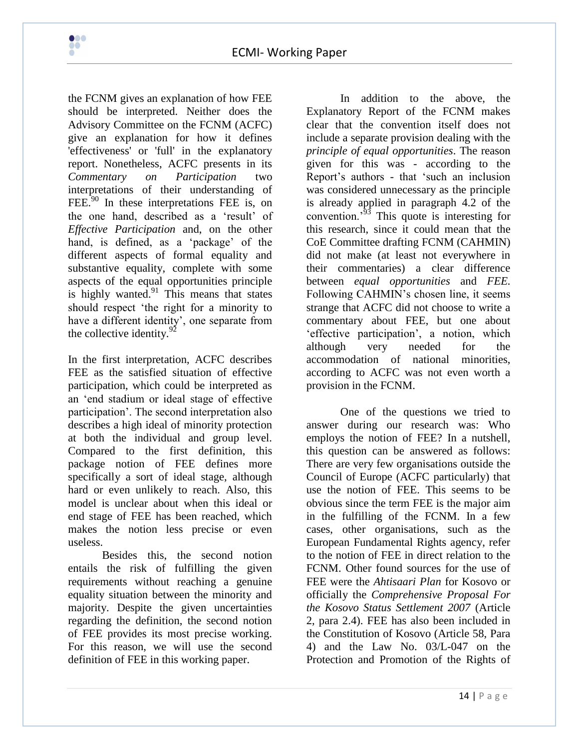the FCNM gives an explanation of how FEE should be interpreted. Neither does the Advisory Committee on the FCNM (ACFC) give an explanation for how it defines 'effectiveness' or 'full' in the explanatory report. Nonetheless, ACFC presents in its *Commentary on Participation* two interpretations of their understanding of FEE.[90] In these interpretations FEE is, on the one hand, described as a 'result' of *Effective Participation* and, on the other hand, is defined, as a 'package' of the different aspects of formal equality and substantive equality, complete with some aspects of the equal opportunities principle is highly wanted.[91] This means that states should respect 'the right for a minority to have a different identity', one separate from the collective identity.[92]

In the first interpretation, ACFC describes FEE as the satisfied situation of effective participation, which could be interpreted as an 'end stadium or ideal stage of effective participation'. The second interpretation also describes a high ideal of minority protection at both the individual and group level. Compared to the first definition, this package notion of FEE defines more specifically a sort of ideal stage, although hard or even unlikely to reach. Also, this model is unclear about when this ideal or end stage of FEE has been reached, which makes the notion less precise or even useless.

Besides this, the second notion entails the risk of fulfilling the given requirements without reaching a genuine equality situation between the minority and majority. Despite the given uncertainties regarding the definition, the second notion of FEE provides its most precise working. For this reason, we will use the second definition of FEE in this working paper.

In addition to the above, the Explanatory Report of the FCNM makes clear that the convention itself does not include a separate provision dealing with the *principle of equal opportunities*. The reason given for this was - according to the Report's authors - that 'such an inclusion was considered unnecessary as the principle is already applied in paragraph 4.2 of the convention.'[93] This quote is interesting for this research, since it could mean that the CoE Committee drafting FCNM (CAHMIN) did not make (at least not everywhere in their commentaries) a clear difference between *equal opportunities* and *FEE*. Following CAHMIN's chosen line, it seems strange that ACFC did not choose to write a commentary about FEE, but one about 'effective participation', a notion, which although very needed for the accommodation of national minorities, according to ACFC was not even worth a provision in the FCNM.

One of the questions we tried to answer during our research was: Who employs the notion of FEE? In a nutshell, this question can be answered as follows: There are very few organisations outside the Council of Europe (ACFC particularly) that use the notion of FEE. This seems to be obvious since the term FEE is the major aim in the fulfilling of the FCNM. In a few cases, other organisations, such as the European Fundamental Rights agency, refer to the notion of FEE in direct relation to the FCNM. Other found sources for the use of FEE were the *Ahtisaari Plan* for Kosovo or officially the *Comprehensive Proposal For the Kosovo Status Settlement 2007* (Article 2, para 2.4). FEE has also been included in the Constitution of Kosovo (Article 58, Para 4) and the Law No. 03/L-047 on the Protection and Promotion of the Rights of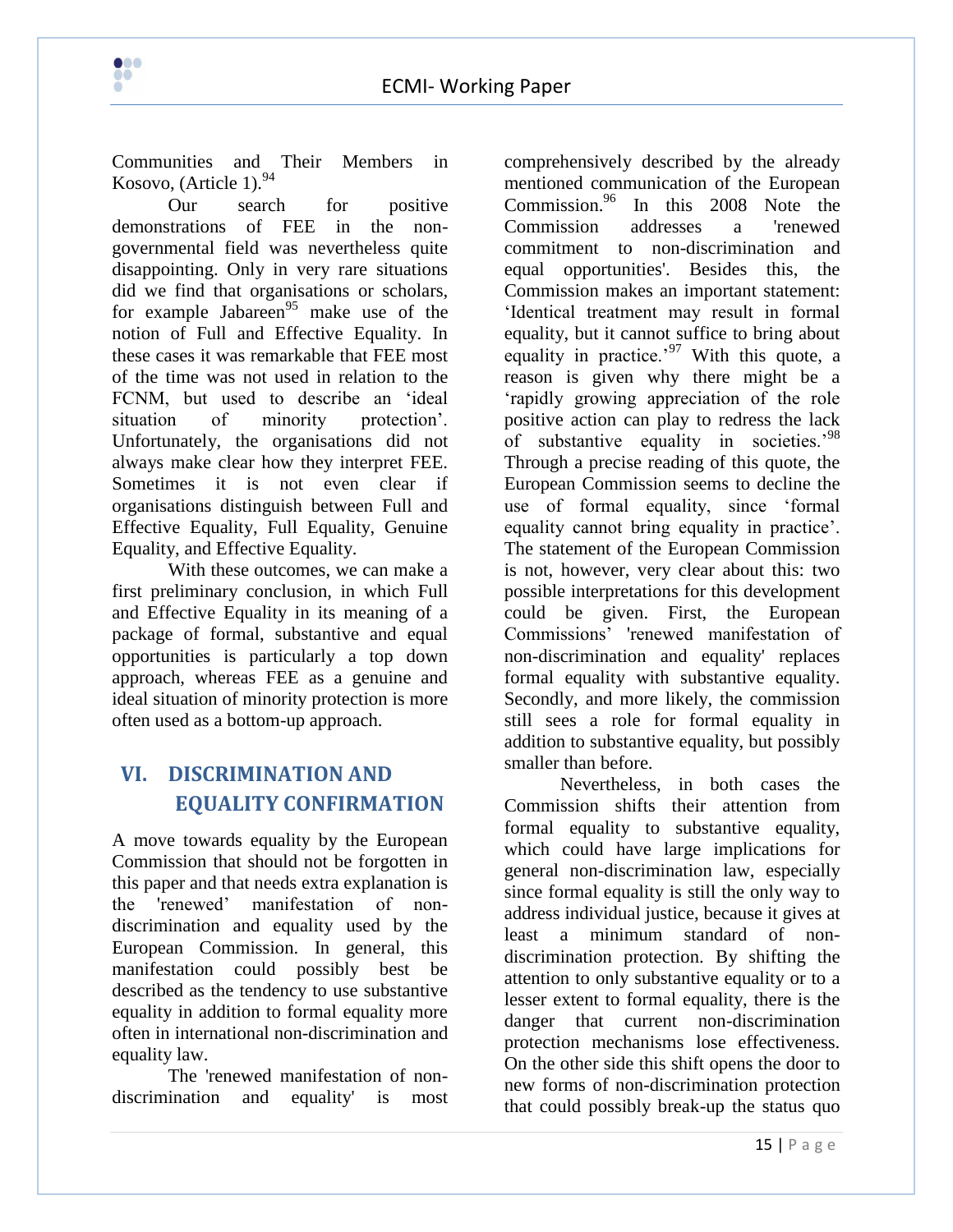Communities and Their Members in Kosovo, (Article 1).[94]

Our search for positive demonstrations of FEE in the non-governmental field was nevertheless quite disappointing. Only in very rare situations did we find that organisations or scholars, for example Jabareen[95] make use of the notion of Full and Effective Equality. In these cases it was remarkable that FEE most of the time was not used in relation to the FCNM, but used to describe an 'ideal situation of minority protection'. Unfortunately, the organisations did not always make clear how they interpret FEE. Sometimes it is not even clear if organisations distinguish between Full and Effective Equality, Full Equality, Genuine Equality, and Effective Equality.

With these outcomes, we can make a first preliminary conclusion, in which Full and Effective Equality in its meaning of a package of formal, substantive and equal opportunities is particularly a top down approach, whereas FEE as a genuine and ideal situation of minority protection is more often used as a bottom-up approach.

## VI. DISCRIMINATION AND EQUALITY CONFIRMATION

A move towards equality by the European Commission that should not be forgotten in this paper and that needs extra explanation is the 'renewed' manifestation of non-discrimination and equality used by the European Commission. In general, this manifestation could possibly best be described as the tendency to use substantive equality in addition to formal equality more often in international non-discrimination and equality law.

The 'renewed manifestation of non-discrimination and equality' is most comprehensively described by the already mentioned communication of the European Commission.[96] In this 2008 Note the Commission addresses a 'renewed commitment to non-discrimination and equal opportunities'. Besides this, the Commission makes an important statement: 'Identical treatment may result in formal equality, but it cannot suffice to bring about equality in practice.'[97] With this quote, a reason is given why there might be a 'rapidly growing appreciation of the role positive action can play to redress the lack of substantive equality in societies.'[98] Through a precise reading of this quote, the European Commission seems to decline the use of formal equality, since 'formal equality cannot bring equality in practice'. The statement of the European Commission is not, however, very clear about this: two possible interpretations for this development could be given. First, the European Commissions' 'renewed manifestation of non-discrimination and equality' replaces formal equality with substantive equality. Secondly, and more likely, the commission still sees a role for formal equality in addition to substantive equality, but possibly smaller than before.

Nevertheless, in both cases the Commission shifts their attention from formal equality to substantive equality, which could have large implications for general non-discrimination law, especially since formal equality is still the only way to address individual justice, because it gives at least a minimum standard of non-discrimination protection. By shifting the attention to only substantive equality or to a lesser extent to formal equality, there is the danger that current non-discrimination protection mechanisms lose effectiveness. On the other side this shift opens the door to new forms of non-discrimination protection that could possibly break-up the status quo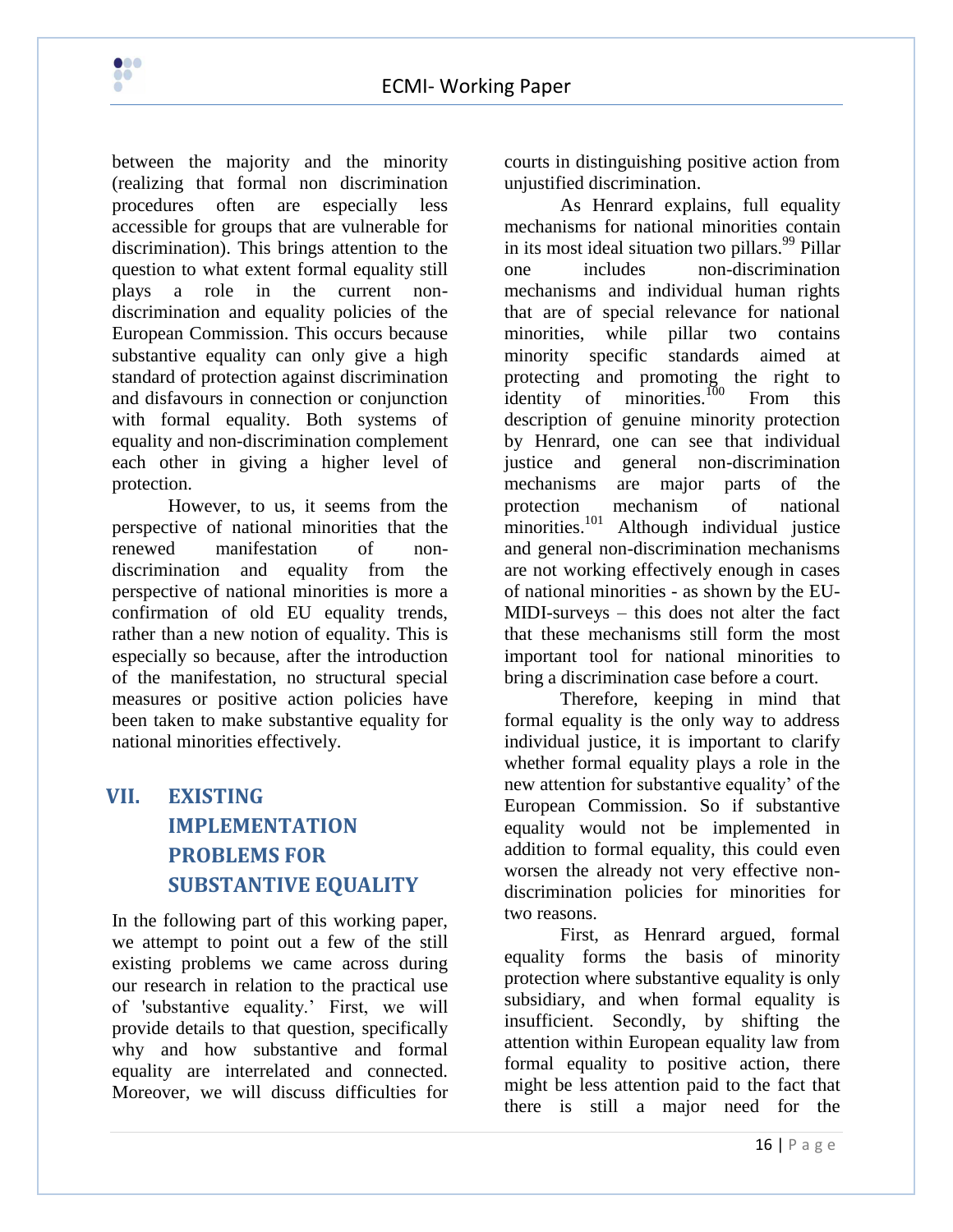between the majority and the minority (realizing that formal non discrimination procedures often are especially less accessible for groups that are vulnerable for discrimination). This brings attention to the question to what extent formal equality still plays a role in the current non-discrimination and equality policies of the European Commission. This occurs because substantive equality can only give a high standard of protection against discrimination and disfavours in connection or conjunction with formal equality. Both systems of equality and non-discrimination complement each other in giving a higher level of protection.

However, to us, it seems from the perspective of national minorities that the renewed manifestation of non-discrimination and equality from the perspective of national minorities is more a confirmation of old EU equality trends, rather than a new notion of equality. This is especially so because, after the introduction of the manifestation, no structural special measures or positive action policies have been taken to make substantive equality for national minorities effectively.

## VII. EXISTING IMPLEMENTATION PROBLEMS FOR SUBSTANTIVE EQUALITY

In the following part of this working paper, we attempt to point out a few of the still existing problems we came across during our research in relation to the practical use of 'substantive equality.' First, we will provide details to that question, specifically why and how substantive and formal equality are interrelated and connected. Moreover, we will discuss difficulties for courts in distinguishing positive action from unjustified discrimination.

As Henrard explains, full equality mechanisms for national minorities contain in its most ideal situation two pillars.[99] Pillar one includes non-discrimination mechanisms and individual human rights that are of special relevance for national minorities, while pillar two contains minority specific standards aimed at protecting and promoting the right to identity of minorities.[100] From this description of genuine minority protection by Henrard, one can see that individual justice and general non-discrimination mechanisms are major parts of the protection mechanism of national minorities.[101] Although individual justice and general non-discrimination mechanisms are not working effectively enough in cases of national minorities - as shown by the EU-MIDI-surveys – this does not alter the fact that these mechanisms still form the most important tool for national minorities to bring a discrimination case before a court.

Therefore, keeping in mind that formal equality is the only way to address individual justice, it is important to clarify whether formal equality plays a role in the new attention for substantive equality' of the European Commission. So if substantive equality would not be implemented in addition to formal equality, this could even worsen the already not very effective non-discrimination policies for minorities for two reasons.

First, as Henrard argued, formal equality forms the basis of minority protection where substantive equality is only subsidiary, and when formal equality is insufficient. Secondly, by shifting the attention within European equality law from formal equality to positive action, there might be less attention paid to the fact that there is still a major need for the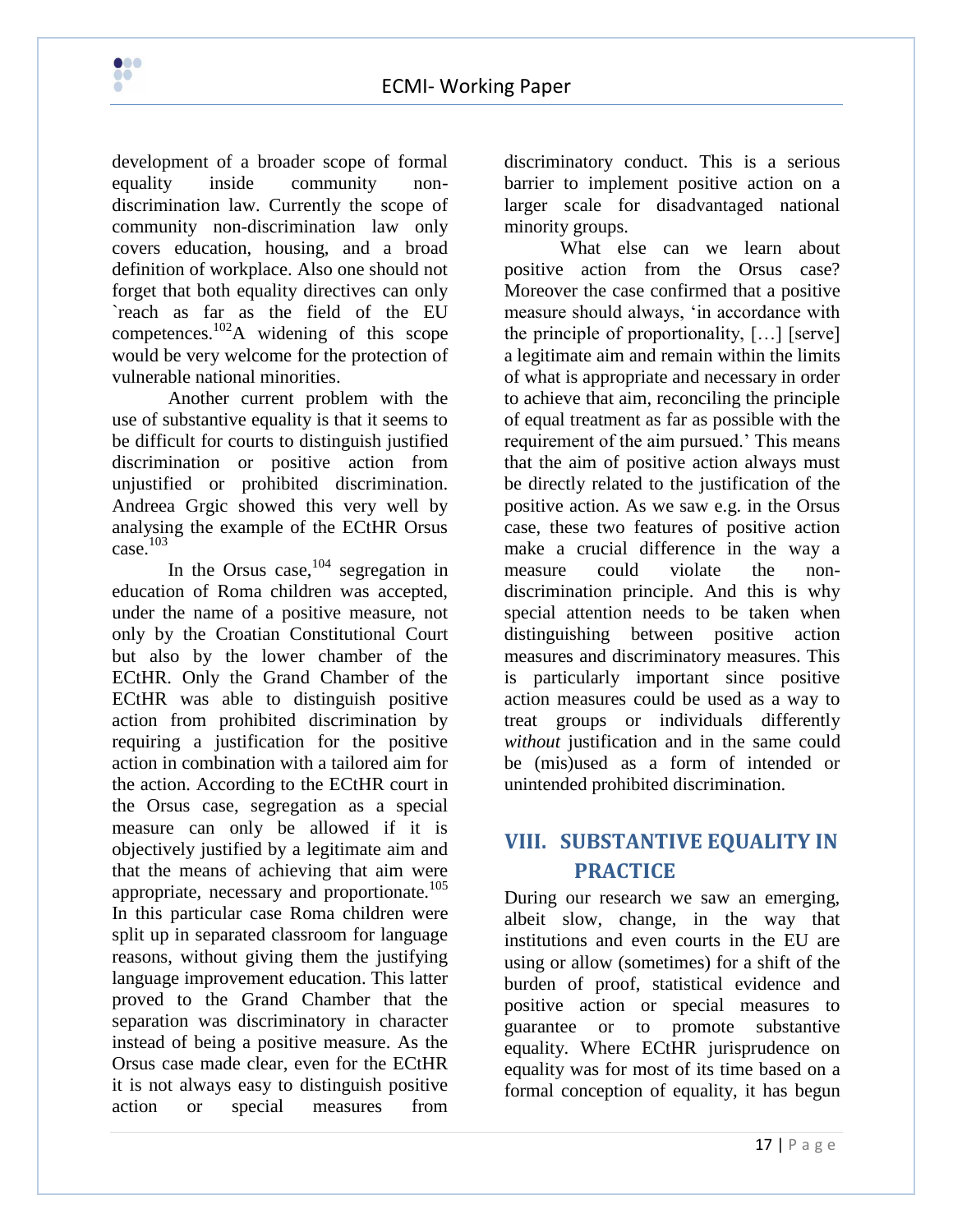development of a broader scope of formal equality inside community non-discrimination law. Currently the scope of community non-discrimination law only covers education, housing, and a broad definition of workplace. Also one should not forget that both equality directives can only `reach as far as the field of the EU competences.[102]A widening of this scope would be very welcome for the protection of vulnerable national minorities.

Another current problem with the use of substantive equality is that it seems to be difficult for courts to distinguish justified discrimination or positive action from unjustified or prohibited discrimination. Andreea Grgic showed this very well by analysing the example of the ECtHR Orsus case.[103]

In the Orsus case,[104] segregation in education of Roma children was accepted, under the name of a positive measure, not only by the Croatian Constitutional Court but also by the lower chamber of the ECtHR. Only the Grand Chamber of the ECtHR was able to distinguish positive action from prohibited discrimination by requiring a justification for the positive action in combination with a tailored aim for the action. According to the ECtHR court in the Orsus case, segregation as a special measure can only be allowed if it is objectively justified by a legitimate aim and that the means of achieving that aim were appropriate, necessary and proportionate.[105] In this particular case Roma children were split up in separated classroom for language reasons, without giving them the justifying language improvement education. This latter proved to the Grand Chamber that the separation was discriminatory in character instead of being a positive measure. As the Orsus case made clear, even for the ECtHR it is not always easy to distinguish positive action or special measures from discriminatory conduct. This is a serious barrier to implement positive action on a larger scale for disadvantaged national minority groups.

What else can we learn about positive action from the Orsus case? Moreover the case confirmed that a positive measure should always, 'in accordance with the principle of proportionality, […] [serve] a legitimate aim and remain within the limits of what is appropriate and necessary in order to achieve that aim, reconciling the principle of equal treatment as far as possible with the requirement of the aim pursued.' This means that the aim of positive action always must be directly related to the justification of the positive action. As we saw e.g. in the Orsus case, these two features of positive action make a crucial difference in the way a measure could violate the non-discrimination principle. And this is why special attention needs to be taken when distinguishing between positive action measures and discriminatory measures. This is particularly important since positive action measures could be used as a way to treat groups or individuals differently *without* justification and in the same could be (mis)used as a form of intended or unintended prohibited discrimination.

## VIII. SUBSTANTIVE EQUALITY IN PRACTICE

During our research we saw an emerging, albeit slow, change, in the way that institutions and even courts in the EU are using or allow (sometimes) for a shift of the burden of proof, statistical evidence and positive action or special measures to guarantee or to promote substantive equality. Where ECtHR jurisprudence on equality was for most of its time based on a formal conception of equality, it has begun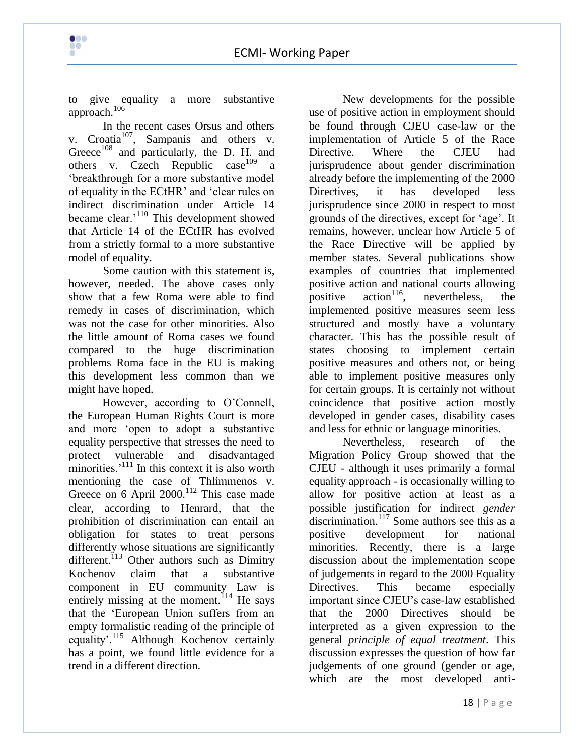to give equality a more substantive approach.[106]

In the recent cases Orsus and others v. Croatia[107], Sampanis and others v. Greece[108] and particularly, the D. H. and others v. Czech Republic case[109] a 'breakthrough for a more substantive model of equality in the ECtHR' and 'clear rules on indirect discrimination under Article 14 became clear.'[110] This development showed that Article 14 of the ECtHR has evolved from a strictly formal to a more substantive model of equality.

Some caution with this statement is, however, needed. The above cases only show that a few Roma were able to find remedy in cases of discrimination, which was not the case for other minorities. Also the little amount of Roma cases we found compared to the huge discrimination problems Roma face in the EU is making this development less common than we might have hoped.

However, according to O'Connell, the European Human Rights Court is more and more 'open to adopt a substantive equality perspective that stresses the need to protect vulnerable and disadvantaged minorities.'[111] In this context it is also worth mentioning the case of Thlimmenos v. Greece on 6 April 2000.[112] This case made clear, according to Henrard, that the prohibition of discrimination can entail an obligation for states to treat persons differently whose situations are significantly different.[113] Other authors such as Dimitry Kochenov claim that a substantive component in EU community Law is entirely missing at the moment.[114] He says that the 'European Union suffers from an empty formalistic reading of the principle of equality'.[115] Although Kochenov certainly has a point, we found little evidence for a trend in a different direction.

New developments for the possible use of positive action in employment should be found through CJEU case-law or the implementation of Article 5 of the Race Directive. Where the CJEU had jurisprudence about gender discrimination already before the implementing of the 2000 Directives, it has developed less jurisprudence since 2000 in respect to most grounds of the directives, except for 'age'. It remains, however, unclear how Article 5 of the Race Directive will be applied by member states. Several publications show examples of countries that implemented positive action and national courts allowing positive action[116], nevertheless, the implemented positive measures seem less structured and mostly have a voluntary character. This has the possible result of states choosing to implement certain positive measures and others not, or being able to implement positive measures only for certain groups. It is certainly not without coincidence that positive action mostly developed in gender cases, disability cases and less for ethnic or language minorities.

Nevertheless, research of the Migration Policy Group showed that the CJEU - although it uses primarily a formal equality approach - is occasionally willing to allow for positive action at least as a possible justification for indirect *gender* discrimination.[117] Some authors see this as a positive development for national minorities. Recently, there is a large discussion about the implementation scope of judgements in regard to the 2000 Equality Directives. This became especially important since CJEU's case-law established that the 2000 Directives should be interpreted as a given expression to the general *principle of equal treatment*. This discussion expresses the question of how far judgements of one ground (gender or age, which are the most developed anti-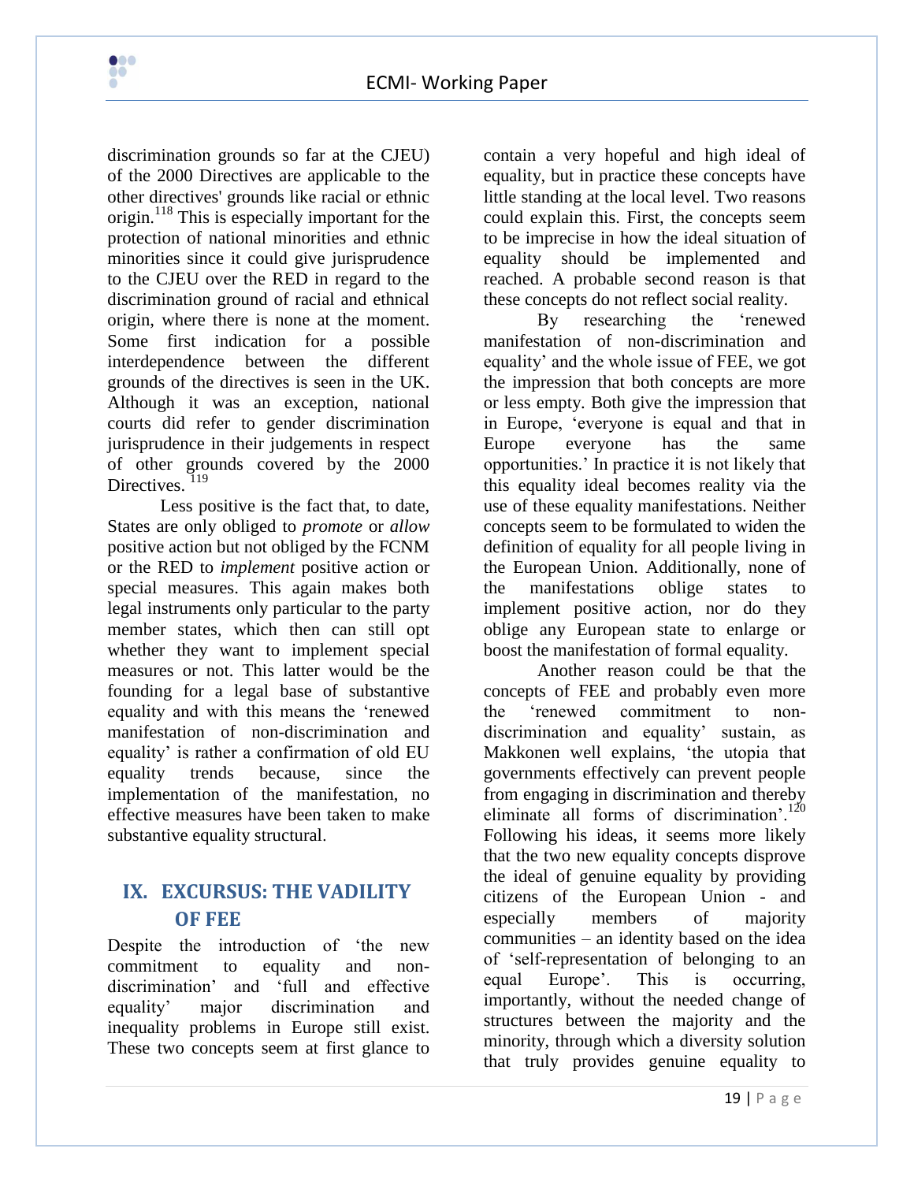discrimination grounds so far at the CJEU) of the 2000 Directives are applicable to the other directives' grounds like racial or ethnic origin.[118] This is especially important for the protection of national minorities and ethnic minorities since it could give jurisprudence to the CJEU over the RED in regard to the discrimination ground of racial and ethnical origin, where there is none at the moment. Some first indication for a possible interdependence between the different grounds of the directives is seen in the UK. Although it was an exception, national courts did refer to gender discrimination jurisprudence in their judgements in respect of other grounds covered by the 2000 Directives.[119]

Less positive is the fact that, to date, States are only obliged to *promote* or *allow* positive action but not obliged by the FCNM or the RED to *implement* positive action or special measures. This again makes both legal instruments only particular to the party member states, which then can still opt whether they want to implement special measures or not. This latter would be the founding for a legal base of substantive equality and with this means the 'renewed manifestation of non-discrimination and equality' is rather a confirmation of old EU equality trends because, since the implementation of the manifestation, no effective measures have been taken to make substantive equality structural.

## IX. EXCURSUS: THE VADILITY OF FEE

Despite the introduction of 'the new commitment to equality and non-discrimination' and 'full and effective equality' major discrimination and inequality problems in Europe still exist. These two concepts seem at first glance to contain a very hopeful and high ideal of equality, but in practice these concepts have little standing at the local level. Two reasons could explain this. First, the concepts seem to be imprecise in how the ideal situation of equality should be implemented and reached. A probable second reason is that these concepts do not reflect social reality.

By researching the 'renewed manifestation of non-discrimination and equality' and the whole issue of FEE, we got the impression that both concepts are more or less empty. Both give the impression that in Europe, 'everyone is equal and that in Europe everyone has the same opportunities.' In practice it is not likely that this equality ideal becomes reality via the use of these equality manifestations. Neither concepts seem to be formulated to widen the definition of equality for all people living in the European Union. Additionally, none of the manifestations oblige states to implement positive action, nor do they oblige any European state to enlarge or boost the manifestation of formal equality.

Another reason could be that the concepts of FEE and probably even more the 'renewed commitment to non-discrimination and equality' sustain, as Makkonen well explains, 'the utopia that governments effectively can prevent people from engaging in discrimination and thereby eliminate all forms of discrimination'.[120] Following his ideas, it seems more likely that the two new equality concepts disprove the ideal of genuine equality by providing citizens of the European Union - and especially members of majority communities – an identity based on the idea of 'self-representation of belonging to an equal Europe'. This is occurring, importantly, without the needed change of structures between the majority and the minority, through which a diversity solution that truly provides genuine equality to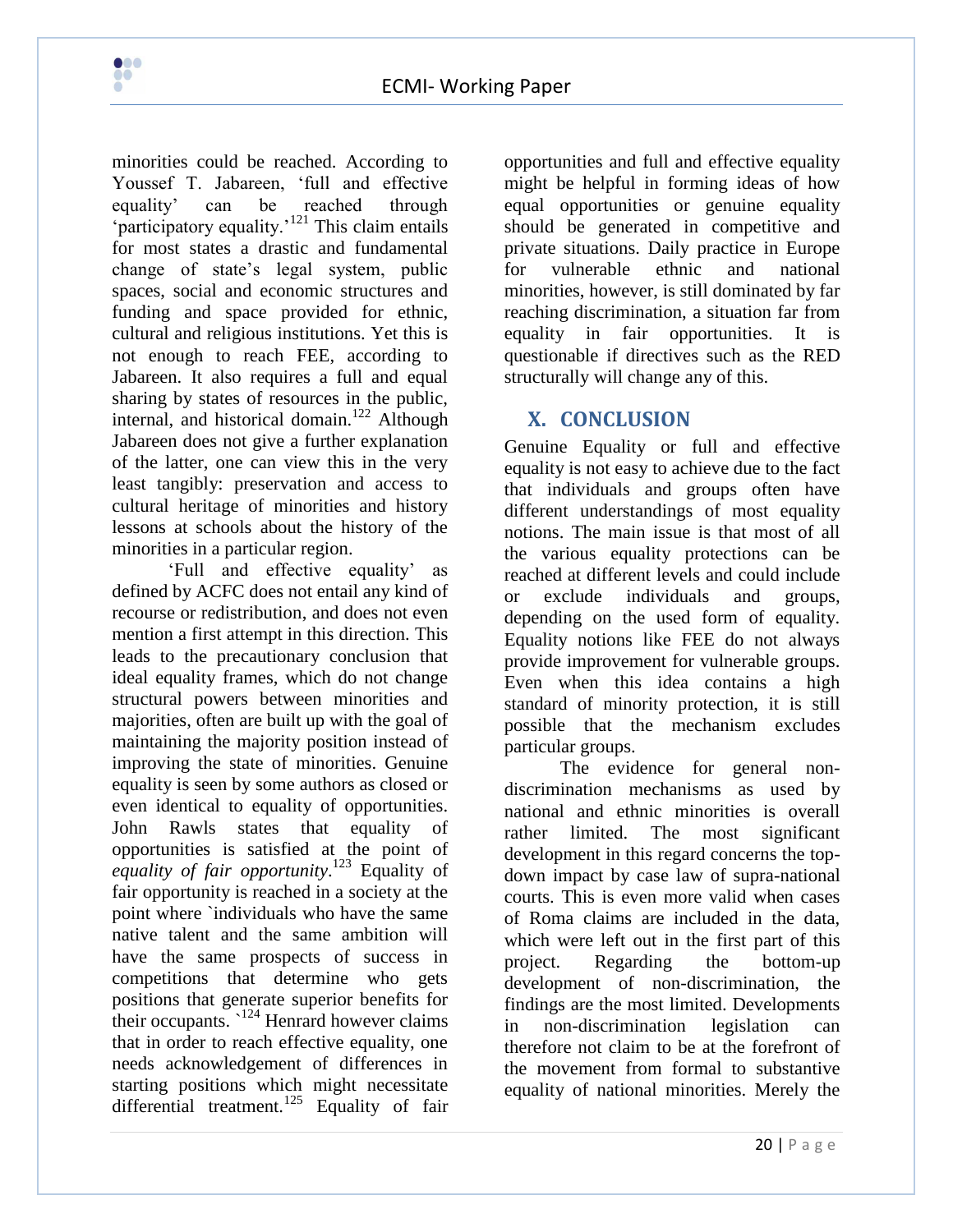minorities could be reached. According to Youssef T. Jabareen, 'full and effective equality' can be reached through 'participatory equality.'[121] This claim entails for most states a drastic and fundamental change of state's legal system, public spaces, social and economic structures and funding and space provided for ethnic, cultural and religious institutions. Yet this is not enough to reach FEE, according to Jabareen. It also requires a full and equal sharing by states of resources in the public, internal, and historical domain.[122] Although Jabareen does not give a further explanation of the latter, one can view this in the very least tangibly: preservation and access to cultural heritage of minorities and history lessons at schools about the history of the minorities in a particular region.

'Full and effective equality' as defined by ACFC does not entail any kind of recourse or redistribution, and does not even mention a first attempt in this direction. This leads to the precautionary conclusion that ideal equality frames, which do not change structural powers between minorities and majorities, often are built up with the goal of maintaining the majority position instead of improving the state of minorities. Genuine equality is seen by some authors as closed or even identical to equality of opportunities. John Rawls states that equality of opportunities is satisfied at the point of *equality of fair opportunity*.[123] Equality of fair opportunity is reached in a society at the point where `individuals who have the same native talent and the same ambition will have the same prospects of success in competitions that determine who gets positions that generate superior benefits for their occupants. `[124] Henrard however claims that in order to reach effective equality, one needs acknowledgement of differences in starting positions which might necessitate differential treatment.[125] Equality of fair opportunities and full and effective equality might be helpful in forming ideas of how equal opportunities or genuine equality should be generated in competitive and private situations. Daily practice in Europe for vulnerable ethnic and national minorities, however, is still dominated by far reaching discrimination, a situation far from equality in fair opportunities. It is questionable if directives such as the RED structurally will change any of this.

## X. CONCLUSION

Genuine Equality or full and effective equality is not easy to achieve due to the fact that individuals and groups often have different understandings of most equality notions. The main issue is that most of all the various equality protections can be reached at different levels and could include or exclude individuals and groups, depending on the used form of equality. Equality notions like FEE do not always provide improvement for vulnerable groups. Even when this idea contains a high standard of minority protection, it is still possible that the mechanism excludes particular groups.

The evidence for general non-discrimination mechanisms as used by national and ethnic minorities is overall rather limited. The most significant development in this regard concerns the top-down impact by case law of supra-national courts. This is even more valid when cases of Roma claims are included in the data, which were left out in the first part of this project. Regarding the bottom-up development of non-discrimination, the findings are the most limited. Developments in non-discrimination legislation can therefore not claim to be at the forefront of the movement from formal to substantive equality of national minorities. Merely the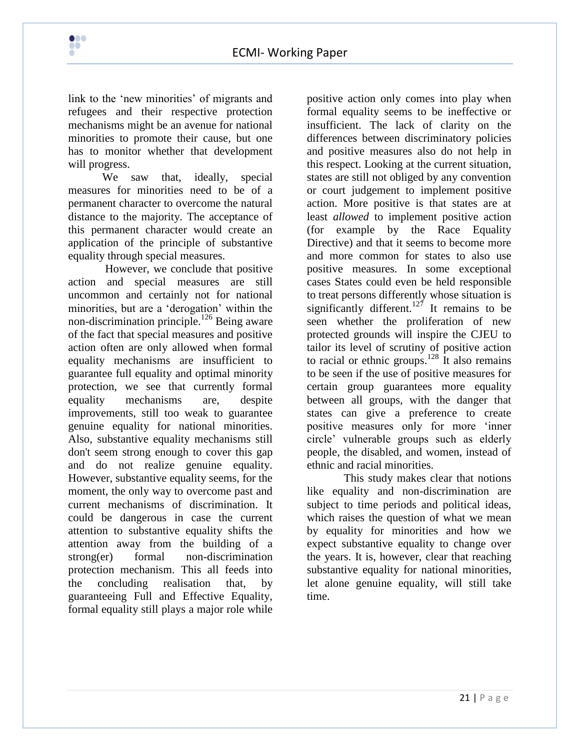link to the 'new minorities' of migrants and refugees and their respective protection mechanisms might be an avenue for national minorities to promote their cause, but one has to monitor whether that development will progress.

We saw that, ideally, special measures for minorities need to be of a permanent character to overcome the natural distance to the majority. The acceptance of this permanent character would create an application of the principle of substantive equality through special measures.

However, we conclude that positive action and special measures are still uncommon and certainly not for national minorities, but are a 'derogation' within the non-discrimination principle.[126] Being aware of the fact that special measures and positive action often are only allowed when formal equality mechanisms are insufficient to guarantee full equality and optimal minority protection, we see that currently formal equality mechanisms are, despite improvements, still too weak to guarantee genuine equality for national minorities. Also, substantive equality mechanisms still don't seem strong enough to cover this gap and do not realize genuine equality. However, substantive equality seems, for the moment, the only way to overcome past and current mechanisms of discrimination. It could be dangerous in case the current attention to substantive equality shifts the attention away from the building of a strong(er) formal non-discrimination protection mechanism. This all feeds into the concluding realisation that, by guaranteeing Full and Effective Equality, formal equality still plays a major role while positive action only comes into play when formal equality seems to be ineffective or insufficient. The lack of clarity on the differences between discriminatory policies and positive measures also do not help in this respect. Looking at the current situation, states are still not obliged by any convention or court judgement to implement positive action. More positive is that states are at least *allowed* to implement positive action (for example by the Race Equality Directive) and that it seems to become more and more common for states to also use positive measures. In some exceptional cases States could even be held responsible to treat persons differently whose situation is significantly different.[127] It remains to be seen whether the proliferation of new protected grounds will inspire the CJEU to tailor its level of scrutiny of positive action to racial or ethnic groups.[128] It also remains to be seen if the use of positive measures for certain group guarantees more equality between all groups, with the danger that states can give a preference to create positive measures only for more 'inner circle' vulnerable groups such as elderly people, the disabled, and women, instead of ethnic and racial minorities.

This study makes clear that notions like equality and non-discrimination are subject to time periods and political ideas, which raises the question of what we mean by equality for minorities and how we expect substantive equality to change over the years. It is, however, clear that reaching substantive equality for national minorities, let alone genuine equality, will still take time.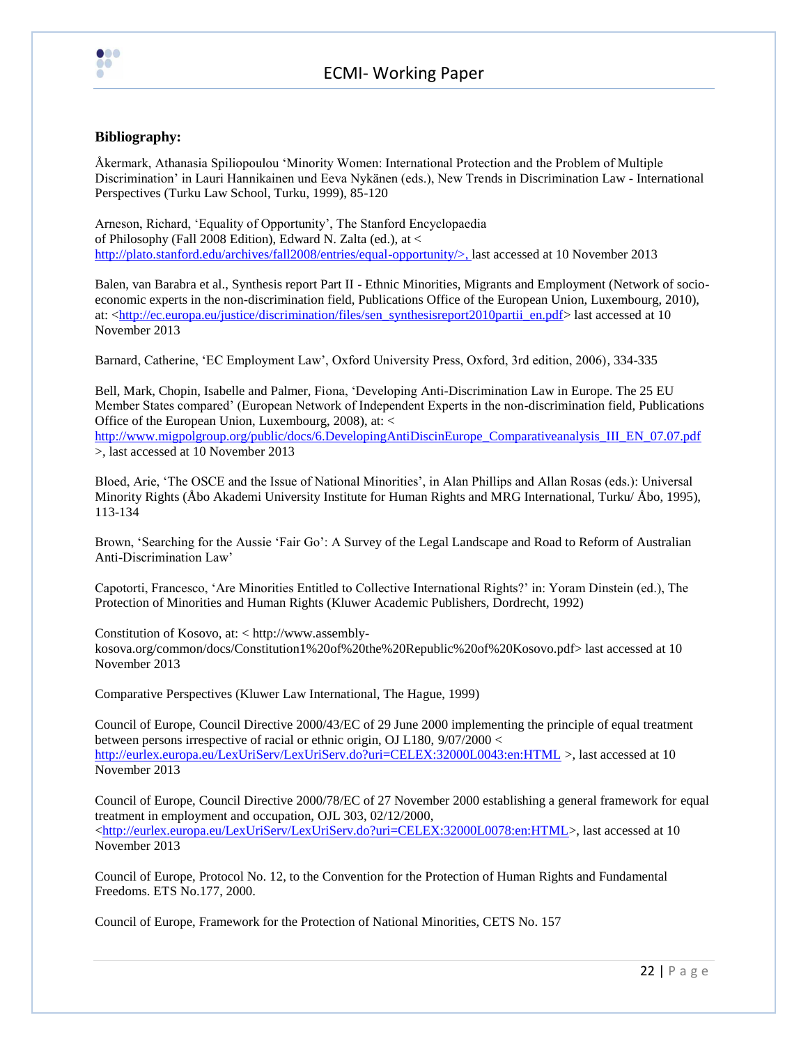**Bibliography:**

Åkermark, Athanasia Spiliopoulou 'Minority Women: International Protection and the Problem of Multiple Discrimination' in Lauri Hannikainen und Eeva Nykänen (eds.), New Trends in Discrimination Law - International Perspectives (Turku Law School, Turku, 1999), 85-120

Arneson, Richard, 'Equality of Opportunity', The Stanford Encyclopaedia of Philosophy (Fall 2008 Edition), Edward N. Zalta (ed.), at < http://plato.stanford.edu/archives/fall2008/entries/equal-opportunity/>, last accessed at 10 November 2013

Balen, van Barabra et al., Synthesis report Part II - Ethnic Minorities, Migrants and Employment (Network of socio-economic experts in the non-discrimination field, Publications Office of the European Union, Luxembourg, 2010), at: <http://ec.europa.eu/justice/discrimination/files/sen_synthesisreport2010partii_en.pdf> last accessed at 10 November 2013

Barnard, Catherine, 'EC Employment Law', Oxford University Press, Oxford, 3rd edition, 2006), 334-335

Bell, Mark, Chopin, Isabelle and Palmer, Fiona, 'Developing Anti-Discrimination Law in Europe. The 25 EU Member States compared' (European Network of Independent Experts in the non-discrimination field, Publications Office of the European Union, Luxembourg, 2008), at: < http://www.migpolgroup.org/public/docs/6.DevelopingAntiDiscinEurope_Comparativeanalysis_III_EN_07.07.pdf >, last accessed at 10 November 2013

Bloed, Arie, 'The OSCE and the Issue of National Minorities', in Alan Phillips and Allan Rosas (eds.): Universal Minority Rights (Åbo Akademi University Institute for Human Rights and MRG International, Turku/ Åbo, 1995), 113-134

Brown, 'Searching for the Aussie 'Fair Go': A Survey of the Legal Landscape and Road to Reform of Australian Anti-Discrimination Law'

Capotorti, Francesco, 'Are Minorities Entitled to Collective International Rights?' in: Yoram Dinstein (ed.), The Protection of Minorities and Human Rights (Kluwer Academic Publishers, Dordrecht, 1992)

Constitution of Kosovo, at: < http://www.assembly-kosova.org/common/docs/Constitution1%20of%20the%20Republic%20of%20Kosovo.pdf> last accessed at 10 November 2013

Comparative Perspectives (Kluwer Law International, The Hague, 1999)

Council of Europe, Council Directive 2000/43/EC of 29 June 2000 implementing the principle of equal treatment between persons irrespective of racial or ethnic origin, OJ L180, 9/07/2000 < http://eurlex.europa.eu/LexUriServ/LexUriServ.do?uri=CELEX:32000L0043:en:HTML >, last accessed at 10 November 2013

Council of Europe, Council Directive 2000/78/EC of 27 November 2000 establishing a general framework for equal treatment in employment and occupation, OJL 303, 02/12/2000, <http://eurlex.europa.eu/LexUriServ/LexUriServ.do?uri=CELEX:32000L0078:en:HTML>, last accessed at 10 November 2013

Council of Europe, Protocol No. 12, to the Convention for the Protection of Human Rights and Fundamental Freedoms. ETS No.177, 2000.

Council of Europe, Framework for the Protection of National Minorities, CETS No. 157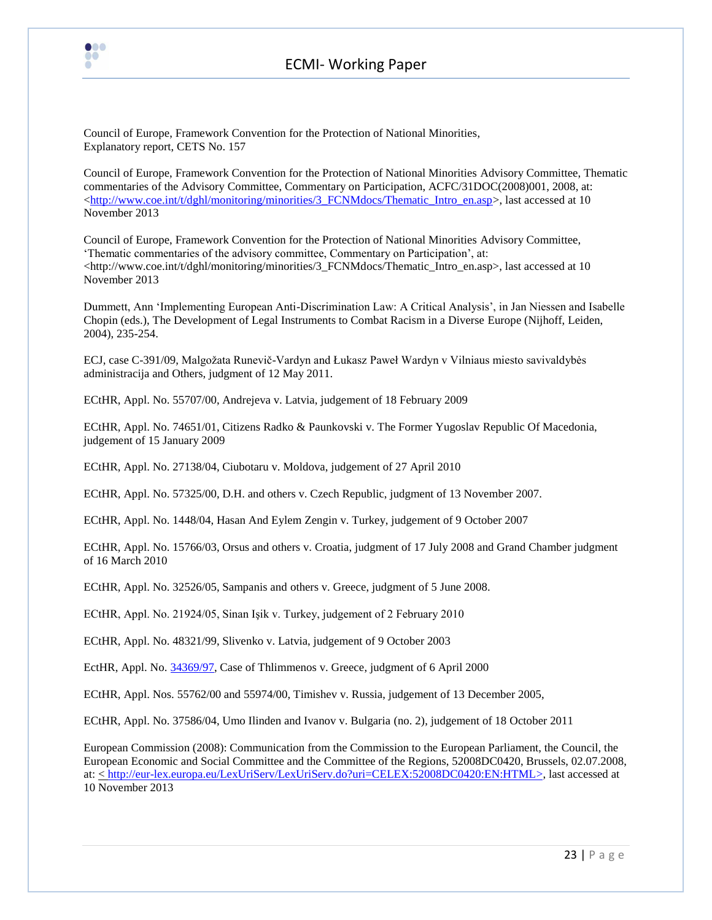Council of Europe, Framework Convention for the Protection of National Minorities, Explanatory report, CETS No. 157

Council of Europe, Framework Convention for the Protection of National Minorities Advisory Committee, Thematic commentaries of the Advisory Committee, Commentary on Participation, ACFC/31DOC(2008)001, 2008, at: <http://www.coe.int/t/dghl/monitoring/minorities/3_FCNMdocs/Thematic_Intro_en.asp>, last accessed at 10 November 2013

Council of Europe, Framework Convention for the Protection of National Minorities Advisory Committee, 'Thematic commentaries of the advisory committee, Commentary on Participation', at: <http://www.coe.int/t/dghl/monitoring/minorities/3_FCNMdocs/Thematic_Intro_en.asp>, last accessed at 10 November 2013

Dummett, Ann 'Implementing European Anti-Discrimination Law: A Critical Analysis', in Jan Niessen and Isabelle Chopin (eds.), The Development of Legal Instruments to Combat Racism in a Diverse Europe (Nijhoff, Leiden, 2004), 235-254.

ECJ, case C-391/09, Malgožata Runevič-Vardyn and Łukasz Paweł Wardyn v Vilniaus miesto savivaldybės administracija and Others, judgment of 12 May 2011.

ECtHR, Appl. No. 55707/00, Andrejeva v. Latvia, judgement of 18 February 2009

ECtHR, Appl. No. 74651/01, Citizens Radko & Paunkovski v. The Former Yugoslav Republic Of Macedonia, judgement of 15 January 2009

ECtHR, Appl. No. 27138/04, Ciubotaru v. Moldova, judgement of 27 April 2010

ECtHR, Appl. No. 57325/00, D.H. and others v. Czech Republic, judgment of 13 November 2007.

ECtHR, Appl. No. 1448/04, Hasan And Eylem Zengin v. Turkey, judgement of 9 October 2007

ECtHR, Appl. No. 15766/03, Orsus and others v. Croatia, judgment of 17 July 2008 and Grand Chamber judgment of 16 March 2010

ECtHR, Appl. No. 32526/05, Sampanis and others v. Greece, judgment of 5 June 2008.

ECtHR, Appl. No. 21924/05, Sinan Işik v. Turkey, judgement of 2 February 2010

ECtHR, Appl. No. 48321/99, Slivenko v. Latvia, judgement of 9 October 2003

EctHR, Appl. No. 34369/97, Case of Thlimmenos v. Greece, judgment of 6 April 2000

ECtHR, Appl. Nos. 55762/00 and 55974/00, Timishev v. Russia, judgement of 13 December 2005,

ECtHR, Appl. No. 37586/04, Umo Ilinden and Ivanov v. Bulgaria (no. 2), judgement of 18 October 2011

European Commission (2008): Communication from the Commission to the European Parliament, the Council, the European Economic and Social Committee and the Committee of the Regions, 52008DC0420, Brussels, 02.07.2008, at: < http://eur-lex.europa.eu/LexUriServ/LexUriServ.do?uri=CELEX:52008DC0420:EN:HTML>, last accessed at 10 November 2013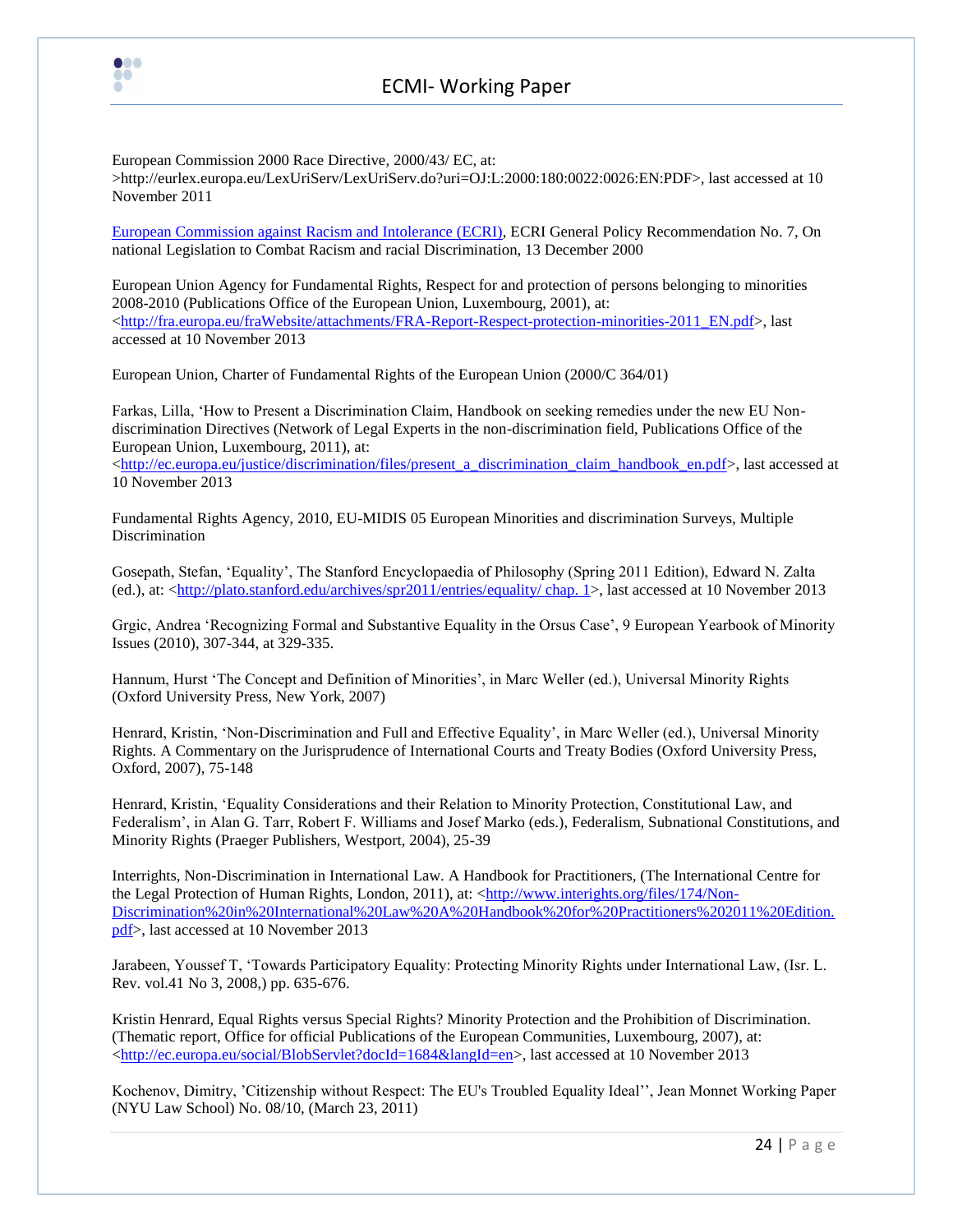European Commission 2000 Race Directive, 2000/43/ EC, at: >http://eurlex.europa.eu/LexUriServ/LexUriServ.do?uri=OJ:L:2000:180:0022:0026:EN:PDF>, last accessed at 10 November 2011

European Commission against Racism and Intolerance (ECRI), ECRI General Policy Recommendation No. 7, On national Legislation to Combat Racism and racial Discrimination, 13 December 2000

European Union Agency for Fundamental Rights, Respect for and protection of persons belonging to minorities 2008-2010 (Publications Office of the European Union, Luxembourg, 2001), at: <http://fra.europa.eu/fraWebsite/attachments/FRA-Report-Respect-protection-minorities-2011_EN.pdf>, last accessed at 10 November 2013

European Union, Charter of Fundamental Rights of the European Union (2000/C 364/01)

Farkas, Lilla, 'How to Present a Discrimination Claim, Handbook on seeking remedies under the new EU Non-discrimination Directives (Network of Legal Experts in the non-discrimination field, Publications Office of the European Union, Luxembourg, 2011), at: <http://ec.europa.eu/justice/discrimination/files/present_a_discrimination_claim_handbook_en.pdf>, last accessed at 10 November 2013

Fundamental Rights Agency, 2010, EU-MIDIS 05 European Minorities and discrimination Surveys, Multiple Discrimination

Gosepath, Stefan, 'Equality', The Stanford Encyclopaedia of Philosophy (Spring 2011 Edition), Edward N. Zalta (ed.), at: <http://plato.stanford.edu/archives/spr2011/entries/equality/ chap. 1>, last accessed at 10 November 2013

Grgic, Andrea 'Recognizing Formal and Substantive Equality in the Orsus Case', 9 European Yearbook of Minority Issues (2010), 307-344, at 329-335.

Hannum, Hurst 'The Concept and Definition of Minorities', in Marc Weller (ed.), Universal Minority Rights (Oxford University Press, New York, 2007)

Henrard, Kristin, 'Non-Discrimination and Full and Effective Equality', in Marc Weller (ed.), Universal Minority Rights. A Commentary on the Jurisprudence of International Courts and Treaty Bodies (Oxford University Press, Oxford, 2007), 75-148

Henrard, Kristin, 'Equality Considerations and their Relation to Minority Protection, Constitutional Law, and Federalism', in Alan G. Tarr, Robert F. Williams and Josef Marko (eds.), Federalism, Subnational Constitutions, and Minority Rights (Praeger Publishers, Westport, 2004), 25-39

Interrights, Non-Discrimination in International Law. A Handbook for Practitioners, (The International Centre for the Legal Protection of Human Rights, London, 2011), at: <http://www.interights.org/files/174/Non-Discrimination%20in%20International%20Law%20A%20Handbook%20for%20Practitioners%202011%20Edition.pdf>, last accessed at 10 November 2013

Jarabeen, Youssef T, 'Towards Participatory Equality: Protecting Minority Rights under International Law, (Isr. L. Rev. vol.41 No 3, 2008,) pp. 635-676.

Kristin Henrard, Equal Rights versus Special Rights? Minority Protection and the Prohibition of Discrimination. (Thematic report, Office for official Publications of the European Communities, Luxembourg, 2007), at: <http://ec.europa.eu/social/BlobServlet?docId=1684&langId=en>, last accessed at 10 November 2013

Kochenov, Dimitry, 'Citizenship without Respect: The EU's Troubled Equality Ideal'', Jean Monnet Working Paper (NYU Law School) No. 08/10, (March 23, 2011)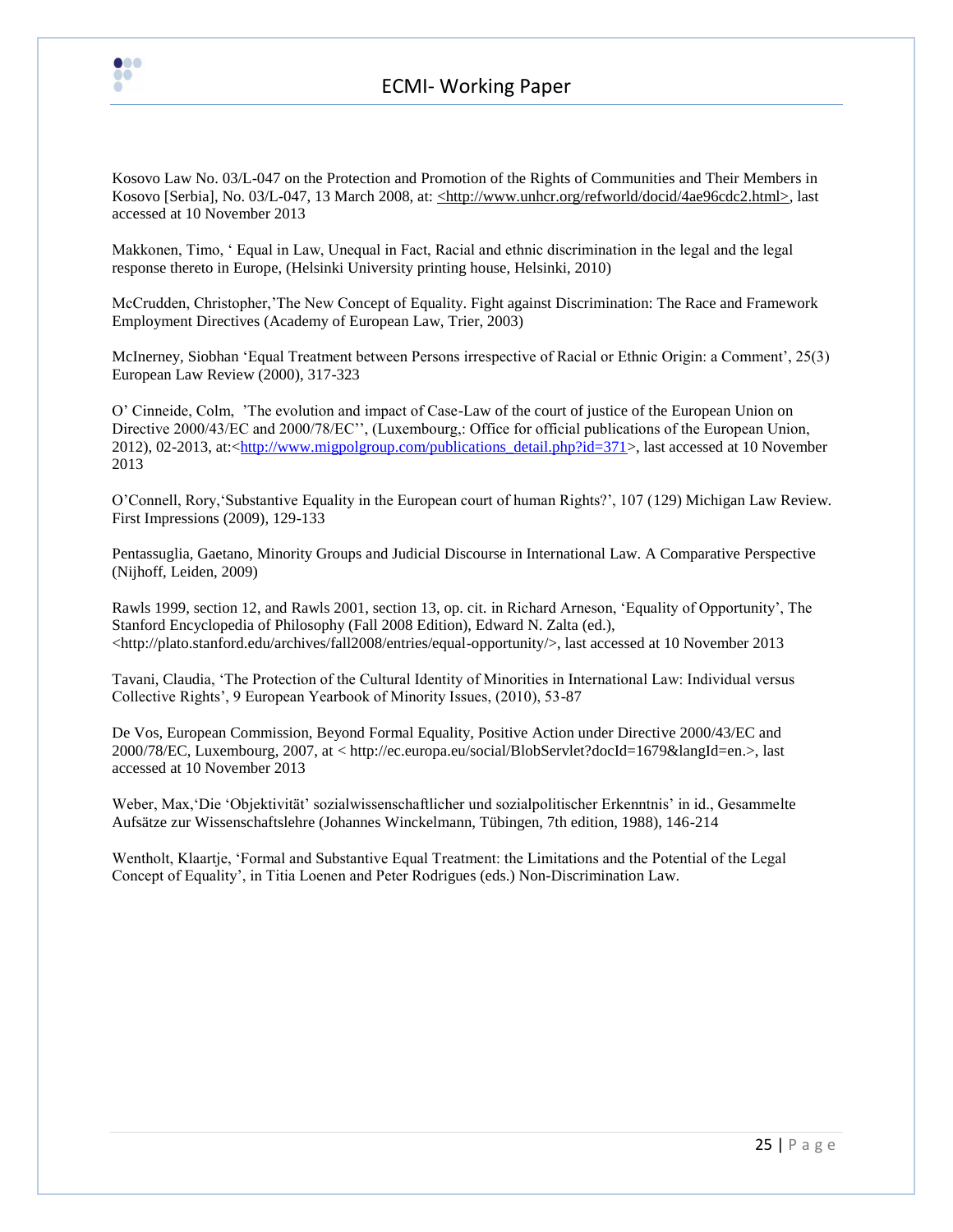Kosovo Law No. 03/L-047 on the Protection and Promotion of the Rights of Communities and Their Members in Kosovo [Serbia], No. 03/L-047, 13 March 2008, at: <http://www.unhcr.org/refworld/docid/4ae96cdc2.html>, last accessed at 10 November 2013

Makkonen, Timo, ' Equal in Law, Unequal in Fact, Racial and ethnic discrimination in the legal and the legal response thereto in Europe, (Helsinki University printing house, Helsinki, 2010)

McCrudden, Christopher,'The New Concept of Equality. Fight against Discrimination: The Race and Framework Employment Directives (Academy of European Law, Trier, 2003)

McInerney, Siobhan 'Equal Treatment between Persons irrespective of Racial or Ethnic Origin: a Comment', 25(3) European Law Review (2000), 317-323

O' Cinneide, Colm, 'The evolution and impact of Case-Law of the court of justice of the European Union on Directive 2000/43/EC and 2000/78/EC'', (Luxembourg,: Office for official publications of the European Union, 2012), 02-2013, at:<http://www.migpolgroup.com/publications_detail.php?id=371>, last accessed at 10 November 2013

O'Connell, Rory,'Substantive Equality in the European court of human Rights?', 107 (129) Michigan Law Review. First Impressions (2009), 129-133

Pentassuglia, Gaetano, Minority Groups and Judicial Discourse in International Law. A Comparative Perspective (Nijhoff, Leiden, 2009)

Rawls 1999, section 12, and Rawls 2001, section 13, op. cit. in Richard Arneson, 'Equality of Opportunity', The Stanford Encyclopedia of Philosophy (Fall 2008 Edition), Edward N. Zalta (ed.), <http://plato.stanford.edu/archives/fall2008/entries/equal-opportunity/>, last accessed at 10 November 2013

Tavani, Claudia, 'The Protection of the Cultural Identity of Minorities in International Law: Individual versus Collective Rights', 9 European Yearbook of Minority Issues, (2010), 53-87

De Vos, European Commission, Beyond Formal Equality, Positive Action under Directive 2000/43/EC and 2000/78/EC, Luxembourg, 2007, at < http://ec.europa.eu/social/BlobServlet?docId=1679&langId=en.>, last accessed at 10 November 2013

Weber, Max,'Die 'Objektivität' sozialwissenschaftlicher und sozialpolitischer Erkenntnis' in id., Gesammelte Aufsätze zur Wissenschaftslehre (Johannes Winckelmann, Tübingen, 7th edition, 1988), 146-214

Wentholt, Klaartje, 'Formal and Substantive Equal Treatment: the Limitations and the Potential of the Legal Concept of Equality', in Titia Loenen and Peter Rodrigues (eds.) Non-Discrimination Law.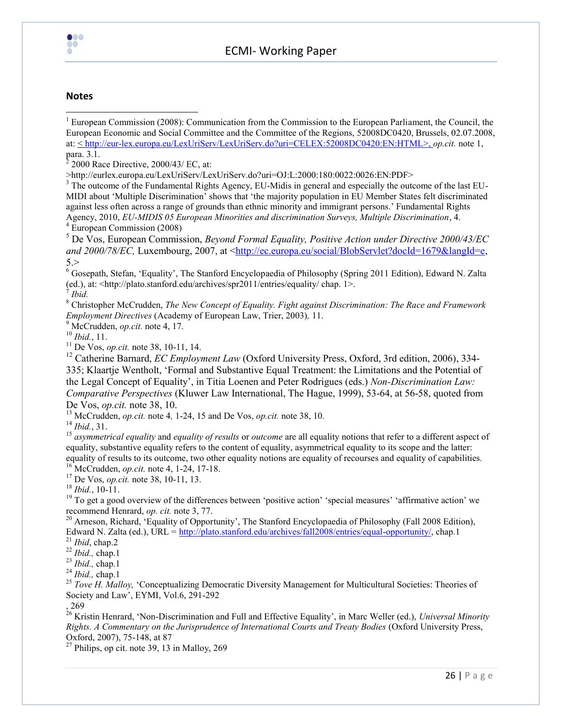## Notes

[1] European Commission (2008): Communication from the Commission to the European Parliament, the Council, the European Economic and Social Committee and the Committee of the Regions, 52008DC0420, Brussels, 02.07.2008, at: < http://eur-lex.europa.eu/LexUriServ/LexUriServ.do?uri=CELEX:52008DC0420:EN:HTML>, *op.cit.* note 1, para. 3.1.

[2] 2000 Race Directive, 2000/43/ EC, at: >http://eurlex.europa.eu/LexUriServ/LexUriServ.do?uri=OJ:L:2000:180:0022:0026:EN:PDF>

[3] The outcome of the Fundamental Rights Agency, EU-Midis in general and especially the outcome of the last EU-MIDI about 'Multiple Discrimination' shows that 'the majority population in EU Member States felt discriminated against less often across a range of grounds than ethnic minority and immigrant persons.' Fundamental Rights Agency, 2010, *EU-MIDIS 05 European Minorities and discrimination Surveys, Multiple Discrimination*, 4.

[4] European Commission (2008)

[5] De Vos, European Commission, *Beyond Formal Equality, Positive Action under Directive 2000/43/EC and 2000/78/EC,* Luxembourg, 2007, at <http://ec.europa.eu/social/BlobServlet?docId=1679&langId=e, 5.>

[6] Gosepath, Stefan, 'Equality', The Stanford Encyclopaedia of Philosophy (Spring 2011 Edition), Edward N. Zalta (ed.), at: <http://plato.stanford.edu/archives/spr2011/entries/equality/ chap. 1>.

[7] *Ibid.*

[8] Christopher McCrudden, *The New Concept of Equality. Fight against Discrimination: The Race and Framework Employment Directives* (Academy of European Law, Trier, 2003)*,* 11.

[9] McCrudden, *op.cit.* note 4, 17.

[10] *Ibid.*, 11.

[11] De Vos, *op.cit.* note 38, 10-11, 14.

[12] Catherine Barnard, *EC Employment Law* (Oxford University Press, Oxford, 3rd edition, 2006), 334-335; Klaartje Wentholt, 'Formal and Substantive Equal Treatment: the Limitations and the Potential of the Legal Concept of Equality', in Titia Loenen and Peter Rodrigues (eds.) *Non-Discrimination Law: Comparative Perspectives* (Kluwer Law International, The Hague, 1999), 53-64, at 56-58, quoted from De Vos, *op.cit.* note 38, 10.

[13] McCrudden, *op.cit.* note 4*,* 1-24, 15 and De Vos, *op.cit.* note 38, 10.

[14] *Ibid.*, 31.

[15] *asymmetrical equality* and *equality of results* or *outcome* are all equality notions that refer to a different aspect of equality, substantive equality refers to the content of equality, asymmetrical equality to its scope and the latter: equality of results to its outcome, two other equality notions are equality of recourses and equality of capabilities.

[16] McCrudden, *op.cit.* note 4, 1-24, 17-18.

[17] De Vos, *op.cit.* note 38, 10-11, 13.

[18] *Ibid.*, 10-11.

[19] To get a good overview of the differences between 'positive action' 'special measures' 'affirmative action' we recommend Henrard, *op. cit.* note 3, 77.

[20] Arneson, Richard, 'Equality of Opportunity', The Stanford Encyclopaedia of Philosophy (Fall 2008 Edition), Edward N. Zalta (ed.), URL = http://plato.stanford.edu/archives/fall2008/entries/equal-opportunity/, chap.1

[21] *Ibid*, chap.2

[22] *Ibid.,* chap.1

[23] *Ibid.,* chap.1

[24] *Ibid.,* chap.1

[25] *Tove H. Malloy,* 'Conceptualizing Democratic Diversity Management for Multicultural Societies: Theories of Society and Law', EYMI, Vol.6, 291-292
, 269

[26] Kristin Henrard, 'Non-Discrimination and Full and Effective Equality', in Marc Weller (ed.), *Universal Minority Rights. A Commentary on the Jurisprudence of International Courts and Treaty Bodies* (Oxford University Press, Oxford, 2007), 75-148, at 87

[27] Philips, op cit. note 39, 13 in Malloy, 269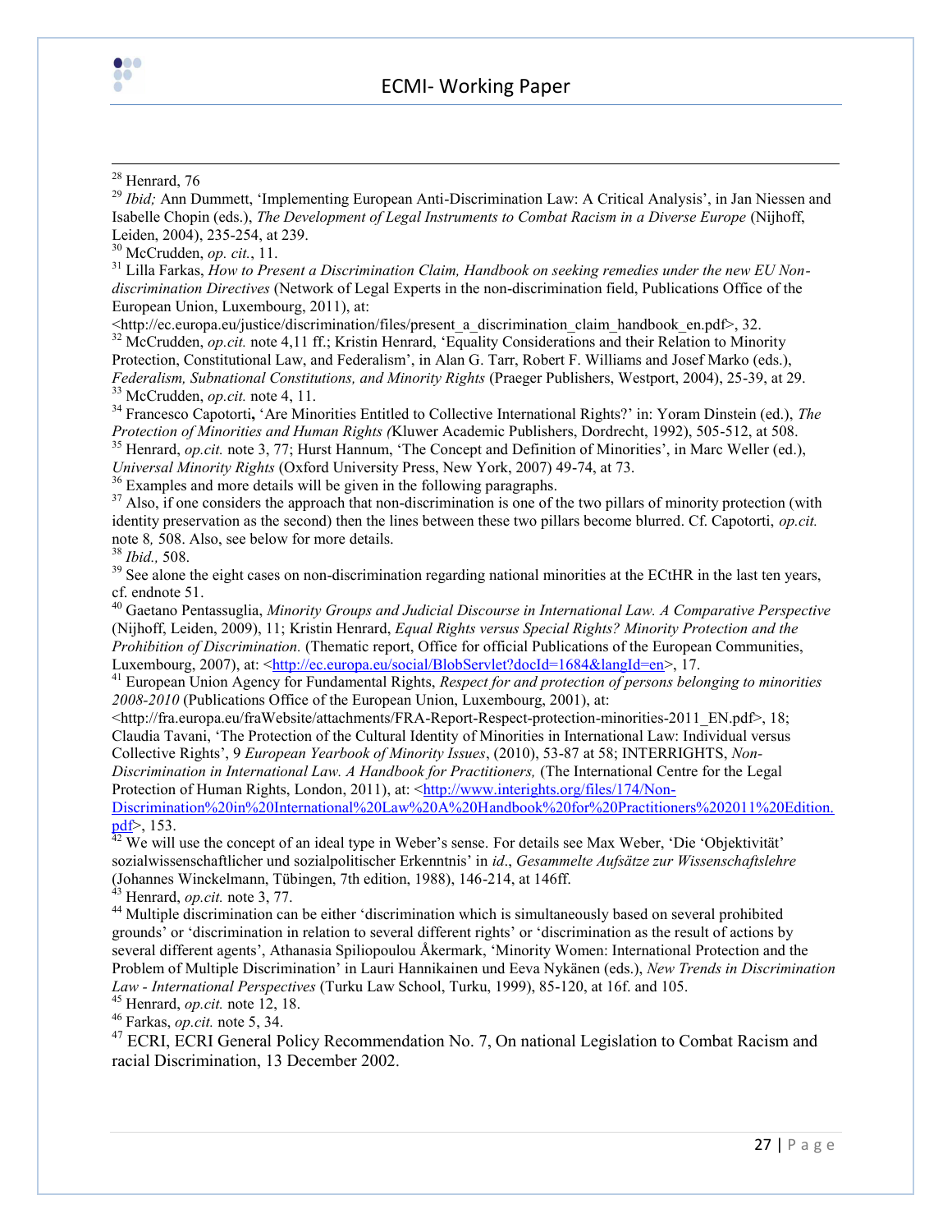[28] Henrard, 76

[29] *Ibid;* Ann Dummett, 'Implementing European Anti-Discrimination Law: A Critical Analysis', in Jan Niessen and Isabelle Chopin (eds.), *The Development of Legal Instruments to Combat Racism in a Diverse Europe* (Nijhoff, Leiden, 2004), 235-254, at 239.

[30] McCrudden, *op. cit.*, 11.

[31] Lilla Farkas, *How to Present a Discrimination Claim, Handbook on seeking remedies under the new EU Non-discrimination Directives* (Network of Legal Experts in the non-discrimination field, Publications Office of the European Union, Luxembourg, 2011), at: <http://ec.europa.eu/justice/discrimination/files/present_a_discrimination_claim_handbook_en.pdf>, 32.

[32] McCrudden, *op.cit.* note 4,11 ff.; Kristin Henrard, 'Equality Considerations and their Relation to Minority Protection, Constitutional Law, and Federalism', in Alan G. Tarr, Robert F. Williams and Josef Marko (eds.), *Federalism, Subnational Constitutions, and Minority Rights* (Praeger Publishers, Westport, 2004), 25-39, at 29.

[33] McCrudden, *op.cit.* note 4, 11.

[34] Francesco Capotorti**,** 'Are Minorities Entitled to Collective International Rights?' in: Yoram Dinstein (ed.), *The Protection of Minorities and Human Rights (*Kluwer Academic Publishers, Dordrecht, 1992), 505-512, at 508.

[35] Henrard, *op.cit.* note 3, 77; Hurst Hannum, 'The Concept and Definition of Minorities', in Marc Weller (ed.), *Universal Minority Rights* (Oxford University Press, New York, 2007) 49-74, at 73.

[36] Examples and more details will be given in the following paragraphs.

[37] Also, if one considers the approach that non-discrimination is one of the two pillars of minority protection (with identity preservation as the second) then the lines between these two pillars become blurred. Cf. Capotorti, *op.cit.* note 8*,* 508. Also, see below for more details.

[38] *Ibid.,* 508.

[39] See alone the eight cases on non-discrimination regarding national minorities at the ECtHR in the last ten years, cf. endnote 51.

[40] Gaetano Pentassuglia, *Minority Groups and Judicial Discourse in International Law. A Comparative Perspective* (Nijhoff, Leiden, 2009), 11; Kristin Henrard, *Equal Rights versus Special Rights? Minority Protection and the Prohibition of Discrimination.* (Thematic report, Office for official Publications of the European Communities, Luxembourg, 2007), at: <http://ec.europa.eu/social/BlobServlet?docId=1684&langId=en>, 17.

[41] European Union Agency for Fundamental Rights, *Respect for and protection of persons belonging to minorities 2008-2010* (Publications Office of the European Union, Luxembourg, 2001), at: <http://fra.europa.eu/fraWebsite/attachments/FRA-Report-Respect-protection-minorities-2011_EN.pdf>, 18; Claudia Tavani, 'The Protection of the Cultural Identity of Minorities in International Law: Individual versus Collective Rights', 9 *European Yearbook of Minority Issues*, (2010), 53-87 at 58; INTERRIGHTS, *Non-Discrimination in International Law. A Handbook for Practitioners,* (The International Centre for the Legal Protection of Human Rights, London, 2011), at: <http://www.interights.org/files/174/Non-Discrimination%20in%20International%20Law%20A%20Handbook%20for%20Practitioners%202011%20Edition.pdf>, 153.

[42] We will use the concept of an ideal type in Weber's sense. For details see Max Weber, 'Die 'Objektivität' sozialwissenschaftlicher und sozialpolitischer Erkenntnis' in *id*., *Gesammelte Aufsätze zur Wissenschaftslehre* (Johannes Winckelmann, Tübingen, 7th edition, 1988), 146-214, at 146ff.

[43] Henrard, *op.cit.* note 3, 77.

[44] Multiple discrimination can be either 'discrimination which is simultaneously based on several prohibited grounds' or 'discrimination in relation to several different rights' or 'discrimination as the result of actions by several different agents', Athanasia Spiliopoulou Åkermark, 'Minority Women: International Protection and the Problem of Multiple Discrimination' in Lauri Hannikainen und Eeva Nykänen (eds.), *New Trends in Discrimination Law - International Perspectives* (Turku Law School, Turku, 1999), 85-120, at 16f. and 105.

[45] Henrard, *op.cit.* note 12, 18.

[46] Farkas, *op.cit.* note 5, 34.

[47] ECRI, ECRI General Policy Recommendation No. 7, On national Legislation to Combat Racism and racial Discrimination, 13 December 2002.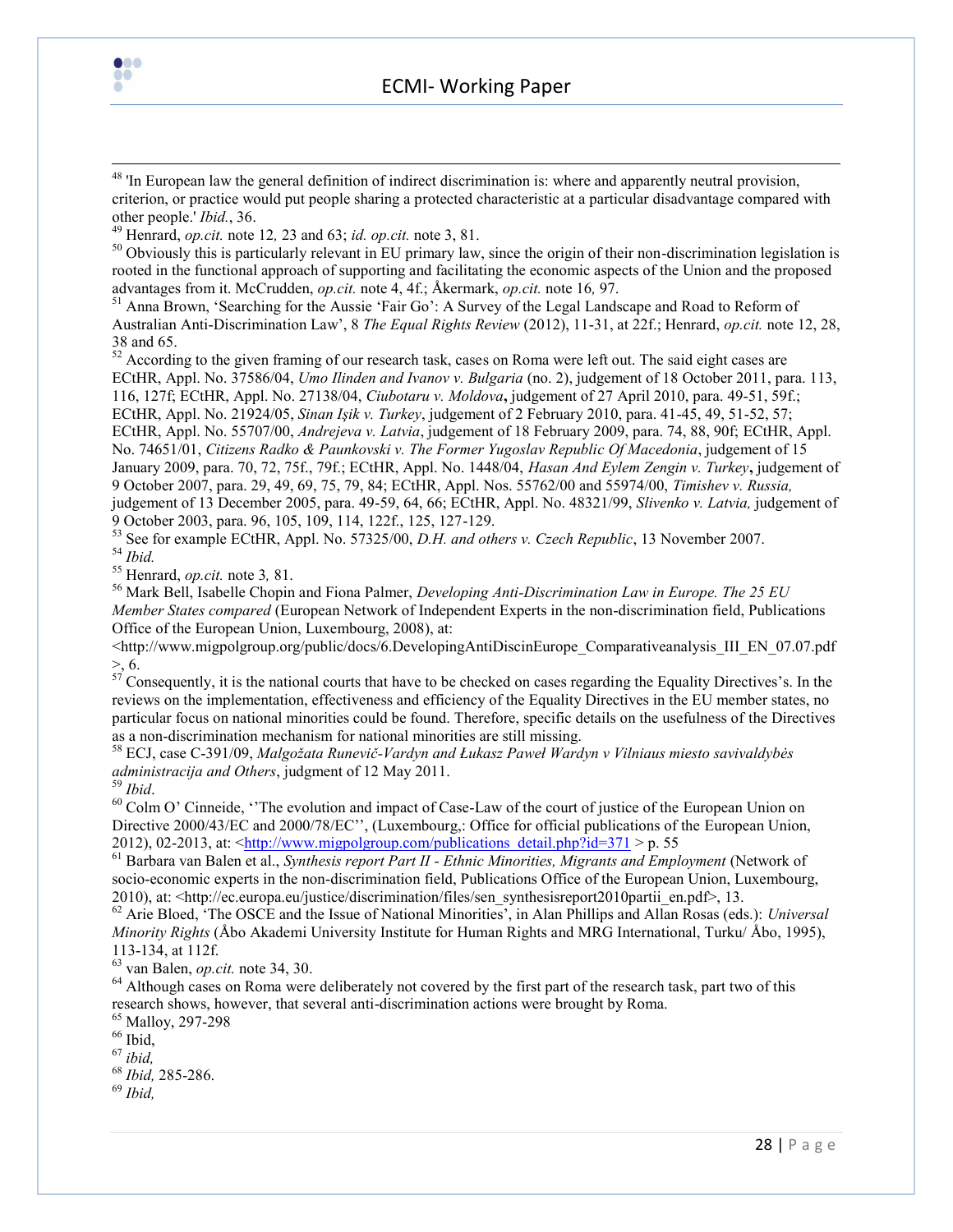[48] 'In European law the general definition of indirect discrimination is: where and apparently neutral provision, criterion, or practice would put people sharing a protected characteristic at a particular disadvantage compared with other people.' *Ibid.*, 36.

[49] Henrard, *op.cit.* note 12*,* 23 and 63; *id. op.cit.* note 3, 81.

[50] Obviously this is particularly relevant in EU primary law, since the origin of their non-discrimination legislation is rooted in the functional approach of supporting and facilitating the economic aspects of the Union and the proposed advantages from it. McCrudden, *op.cit.* note 4, 4f.; Åkermark, *op.cit.* note 16*,* 97.

[51] Anna Brown, 'Searching for the Aussie 'Fair Go': A Survey of the Legal Landscape and Road to Reform of Australian Anti-Discrimination Law', 8 *The Equal Rights Review* (2012), 11-31, at 22f.; Henrard, *op.cit.* note 12, 28, 38 and 65.

[52] According to the given framing of our research task, cases on Roma were left out. The said eight cases are ECtHR, Appl. No. 37586/04, *Umo Ilinden and Ivanov v. Bulgaria* (no. 2), judgement of 18 October 2011, para. 113, 116, 127f; ECtHR, Appl. No. 27138/04, *Ciubotaru v. Moldova***,** judgement of 27 April 2010, para. 49-51, 59f.; ECtHR, Appl. No. 21924/05, *Sinan Işik v. Turkey*, judgement of 2 February 2010, para. 41-45, 49, 51-52, 57; ECtHR, Appl. No. 55707/00, *Andrejeva v. Latvia*, judgement of 18 February 2009, para. 74, 88, 90f; ECtHR, Appl. No. 74651/01, *Citizens Radko & Paunkovski v. The Former Yugoslav Republic Of Macedonia*, judgement of 15 January 2009, para. 70, 72, 75f., 79f.; ECtHR, Appl. No. 1448/04, *Hasan And Eylem Zengin v. Turkey***,** judgement of 9 October 2007, para. 29, 49, 69, 75, 79, 84; ECtHR, Appl. Nos. 55762/00 and 55974/00, *Timishev v. Russia,* judgement of 13 December 2005, para. 49-59, 64, 66; ECtHR, Appl. No. 48321/99, *Slivenko v. Latvia,* judgement of 9 October 2003, para. 96, 105, 109, 114, 122f., 125, 127-129.

[53] See for example ECtHR, Appl. No. 57325/00, *D.H. and others v. Czech Republic*, 13 November 2007.

[54] *Ibid.*

[55] Henrard, *op.cit.* note 3*,* 81.

[56] Mark Bell, Isabelle Chopin and Fiona Palmer, *Developing Anti-Discrimination Law in Europe. The 25 EU Member States compared* (European Network of Independent Experts in the non-discrimination field, Publications Office of the European Union, Luxembourg, 2008), at: <http://www.migpolgroup.org/public/docs/6.DevelopingAntiDiscinEurope_Comparativeanalysis_III_EN_07.07.pdf>, 6.

[57] Consequently, it is the national courts that have to be checked on cases regarding the Equality Directives's. In the reviews on the implementation, effectiveness and efficiency of the Equality Directives in the EU member states, no particular focus on national minorities could be found. Therefore, specific details on the usefulness of the Directives as a non-discrimination mechanism for national minorities are still missing.

[58] ECJ, case C-391/09, *Malgožata Runevič-Vardyn and Łukasz Paweł Wardyn v Vilniaus miesto savivaldybės administracija and Others*, judgment of 12 May 2011.

[59] *Ibid*.

[60] Colm O' Cinneide, ''The evolution and impact of Case-Law of the court of justice of the European Union on Directive 2000/43/EC and 2000/78/EC'', (Luxembourg,: Office for official publications of the European Union, 2012), 02-2013, at: <http://www.migpolgroup.com/publications_detail.php?id=371 > p. 55

[61] Barbara van Balen et al., *Synthesis report Part II - Ethnic Minorities, Migrants and Employment* (Network of socio-economic experts in the non-discrimination field, Publications Office of the European Union, Luxembourg, 2010), at: <http://ec.europa.eu/justice/discrimination/files/sen_synthesisreport2010partii_en.pdf>, 13.

[62] Arie Bloed, 'The OSCE and the Issue of National Minorities', in Alan Phillips and Allan Rosas (eds.): *Universal Minority Rights* (Åbo Akademi University Institute for Human Rights and MRG International, Turku/ Åbo, 1995), 113-134, at 112f.

[63] van Balen, *op.cit.* note 34, 30.

[64] Although cases on Roma were deliberately not covered by the first part of the research task, part two of this research shows, however, that several anti-discrimination actions were brought by Roma.

[65] Malloy, 297-298

[66] Ibid,

[67] *ibid,*

[68] *Ibid,* 285-286.

[69] *Ibid,*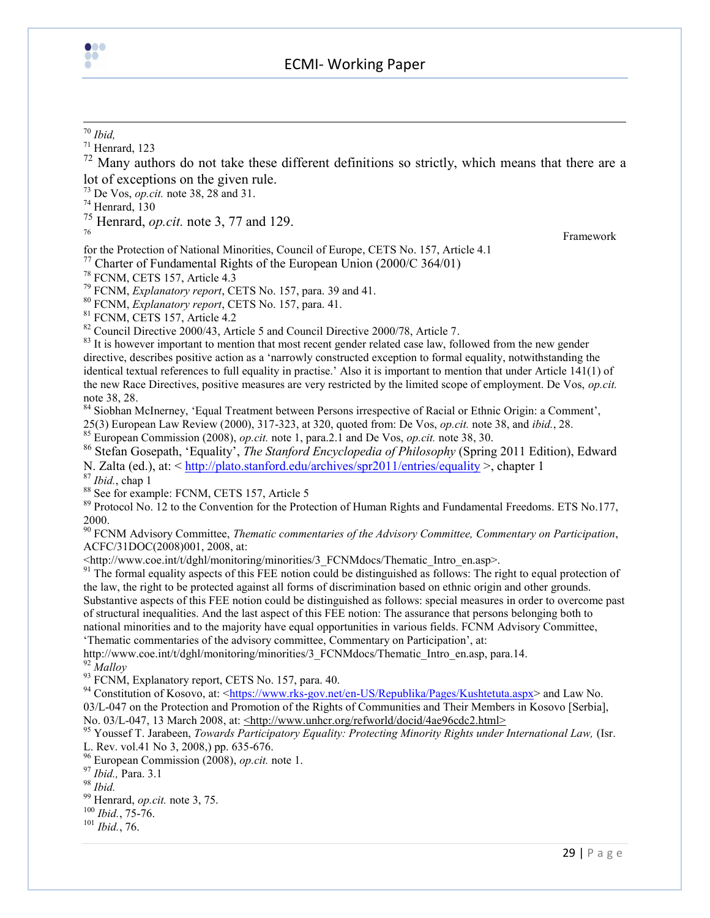[70] *Ibid,*

[71] Henrard, 123

[72] Many authors do not take these different definitions so strictly, which means that there are a lot of exceptions on the given rule.

[73] De Vos, *op.cit.* note 38, 28 and 31.

[74] Henrard, 130

[75] Henrard, *op.cit.* note 3, 77 and 129.

[76] Framework for the Protection of National Minorities, Council of Europe, CETS No. 157, Article 4.1

[77] Charter of Fundamental Rights of the European Union (2000/C 364/01)

[78] FCNM, CETS 157, Article 4.3

[79] FCNM, *Explanatory report*, CETS No. 157, para. 39 and 41.

[80] FCNM, *Explanatory report*, CETS No. 157, para. 41.

[81] FCNM, CETS 157, Article 4.2

[82] Council Directive 2000/43, Article 5 and Council Directive 2000/78, Article 7.

[83] It is however important to mention that most recent gender related case law, followed from the new gender directive, describes positive action as a 'narrowly constructed exception to formal equality, notwithstanding the identical textual references to full equality in practise.' Also it is important to mention that under Article 141(1) of the new Race Directives, positive measures are very restricted by the limited scope of employment. De Vos, *op.cit.* note 38, 28.

[84] Siobhan McInerney, 'Equal Treatment between Persons irrespective of Racial or Ethnic Origin: a Comment', 25(3) European Law Review (2000), 317-323, at 320, quoted from: De Vos, *op.cit.* note 38, and *ibid.*, 28.

[85] European Commission (2008), *op.cit.* note 1, para.2.1 and De Vos, *op.cit.* note 38, 30.

[86] Stefan Gosepath, 'Equality', *The Stanford Encyclopedia of Philosophy* (Spring 2011 Edition), Edward N. Zalta (ed.), at: < http://plato.stanford.edu/archives/spr2011/entries/equality >, chapter 1

[87] *Ibid.*, chap 1

[88] See for example: FCNM, CETS 157, Article 5

[89] Protocol No. 12 to the Convention for the Protection of Human Rights and Fundamental Freedoms. ETS No.177, 2000.

[90] FCNM Advisory Committee, *Thematic commentaries of the Advisory Committee, Commentary on Participation*, ACFC/31DOC(2008)001, 2008, at: <http://www.coe.int/t/dghl/monitoring/minorities/3_FCNMdocs/Thematic_Intro_en.asp>.

[91] The formal equality aspects of this FEE notion could be distinguished as follows: The right to equal protection of the law, the right to be protected against all forms of discrimination based on ethnic origin and other grounds. Substantive aspects of this FEE notion could be distinguished as follows: special measures in order to overcome past of structural inequalities. And the last aspect of this FEE notion: The assurance that persons belonging both to national minorities and to the majority have equal opportunities in various fields. FCNM Advisory Committee, 'Thematic commentaries of the advisory committee, Commentary on Participation', at: http://www.coe.int/t/dghl/monitoring/minorities/3_FCNMdocs/Thematic_Intro_en.asp, para.14.

[92] *Malloy*

[93] FCNM, Explanatory report, CETS No. 157, para. 40.

[94] Constitution of Kosovo, at: <https://www.rks-gov.net/en-US/Republika/Pages/Kushtetuta.aspx> and Law No. 03/L-047 on the Protection and Promotion of the Rights of Communities and Their Members in Kosovo [Serbia], No. 03/L-047, 13 March 2008, at: <http://www.unhcr.org/refworld/docid/4ae96cdc2.html>

[95] Youssef T. Jarabeen, *Towards Participatory Equality: Protecting Minority Rights under International Law,* (Isr. L. Rev. vol.41 No 3, 2008,) pp. 635-676.

[96] European Commission (2008), *op.cit.* note 1.

[97] *Ibid.,* Para. 3.1

[98] *Ibid.*

[99] Henrard, *op.cit.* note 3, 75.

[100] *Ibid.*, 75-76.

[101] *Ibid.*, 76.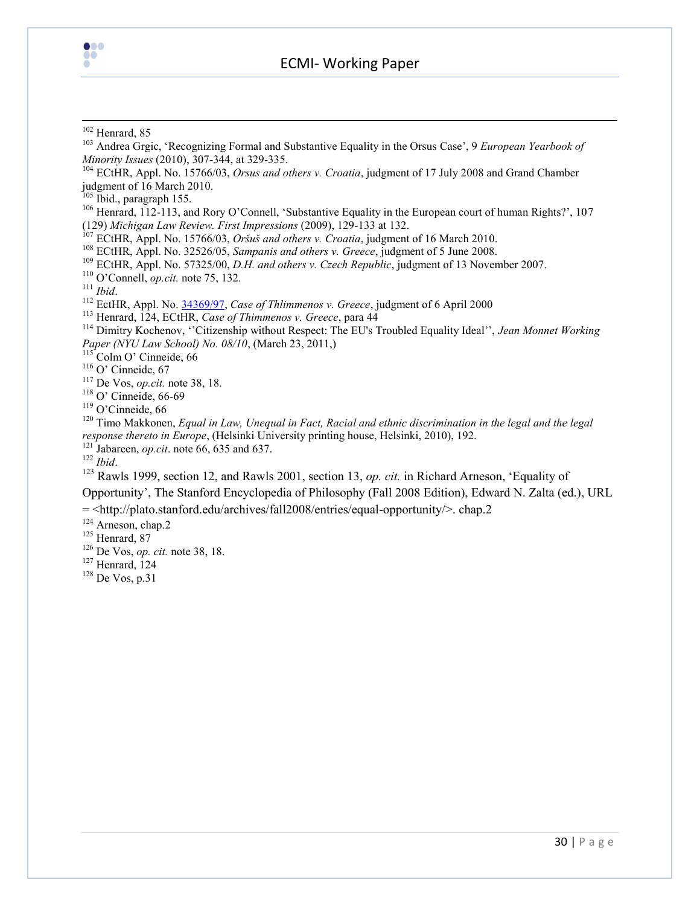[102] Henrard, 85

[103] Andrea Grgic, 'Recognizing Formal and Substantive Equality in the Orsus Case', 9 *European Yearbook of Minority Issues* (2010), 307-344, at 329-335.

[104] ECtHR, Appl. No. 15766/03, *Orsus and others v. Croatia*, judgment of 17 July 2008 and Grand Chamber judgment of 16 March 2010.

[105] Ibid., paragraph 155.

[106] Henrard, 112-113, and Rory O'Connell, 'Substantive Equality in the European court of human Rights?', 107 (129) *Michigan Law Review. First Impressions* (2009), 129-133 at 132.

[107] ECtHR, Appl. No. 15766/03, *Oršuš and others v. Croatia*, judgment of 16 March 2010.

[108] ECtHR, Appl. No. 32526/05, *Sampanis and others v. Greece*, judgment of 5 June 2008.

[109] ECtHR, Appl. No. 57325/00, *D.H. and others v. Czech Republic*, judgment of 13 November 2007.

[110] O'Connell, *op.cit.* note 75, 132.

[111] *Ibid*.

[112] EctHR, Appl. No. 34369/97, *Case of Thlimmenos v. Greece*, judgment of 6 April 2000

[113] Henrard, 124, ECtHR, *Case of Thimmenos v. Greece*, para 44

[114] Dimitry Kochenov, ''Citizenship without Respect: The EU's Troubled Equality Ideal'', *Jean Monnet Working Paper (NYU Law School) No. 08/10*, (March 23, 2011,)

[115] Colm O' Cinneide, 66

[116] O' Cinneide, 67

[117] De Vos, *op.cit.* note 38, 18.

[118] O' Cinneide, 66-69

[119] O'Cinneide, 66

[120] Timo Makkonen, *Equal in Law, Unequal in Fact, Racial and ethnic discrimination in the legal and the legal response thereto in Europe*, (Helsinki University printing house, Helsinki, 2010), 192.

[121] Jabareen, *op.cit*. note 66, 635 and 637.

[122] *Ibid*.

[123] Rawls 1999, section 12, and Rawls 2001, section 13, *op. cit.* in Richard Arneson, 'Equality of Opportunity', The Stanford Encyclopedia of Philosophy (Fall 2008 Edition), Edward N. Zalta (ed.), URL = <http://plato.stanford.edu/archives/fall2008/entries/equal-opportunity/>. chap.2

[124] Arneson, chap.2

[125] Henrard, 87

[126] De Vos, *op. cit.* note 38, 18.

[127] Henrard, 124

[128] De Vos, p.31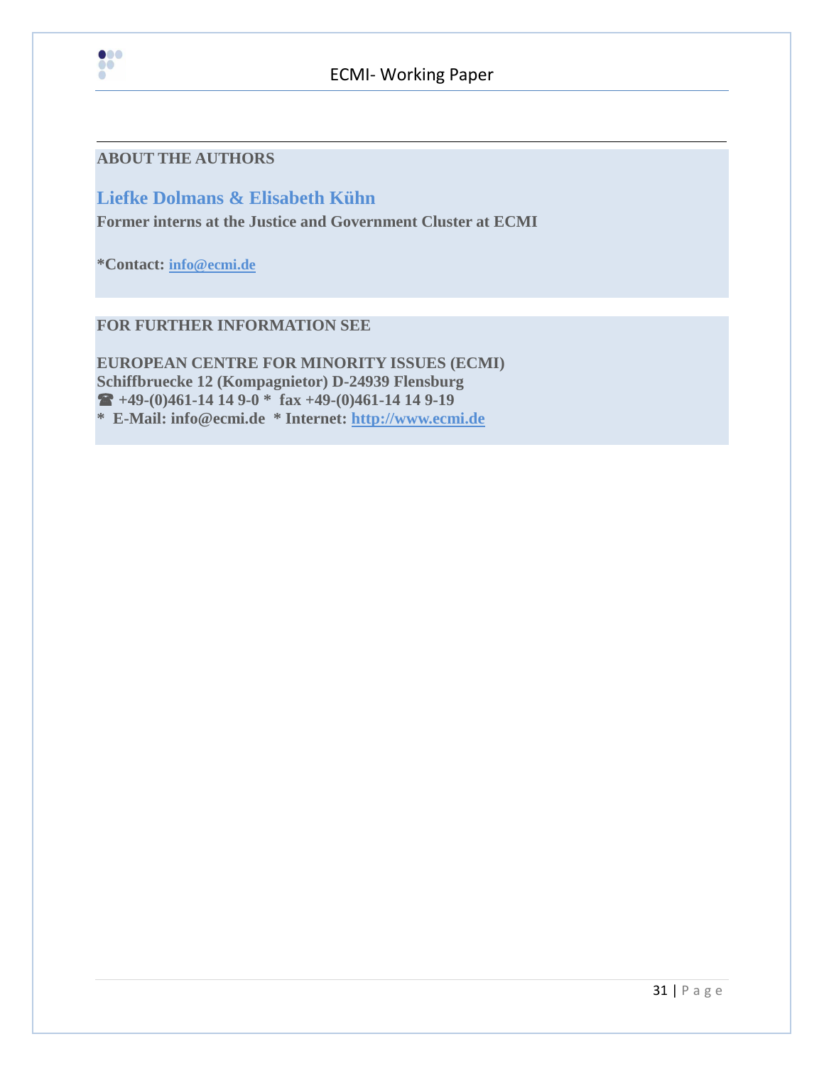## ABOUT THE AUTHORS

### Liefke Dolmans & Elisabeth Kühn

**Former interns at the Justice and Government Cluster at ECMI**

**\*Contact: info@ecmi.de**

## FOR FURTHER INFORMATION SEE

**EUROPEAN CENTRE FOR MINORITY ISSUES (ECMI)**
**Schiffbruecke 12 (Kompagnietor) D-24939 Flensburg**
**☎ +49-(0)461-14 14 9-0 \* fax +49-(0)461-14 14 9-19**
**\* E-Mail: info@ecmi.de \* Internet: http://www.ecmi.de**